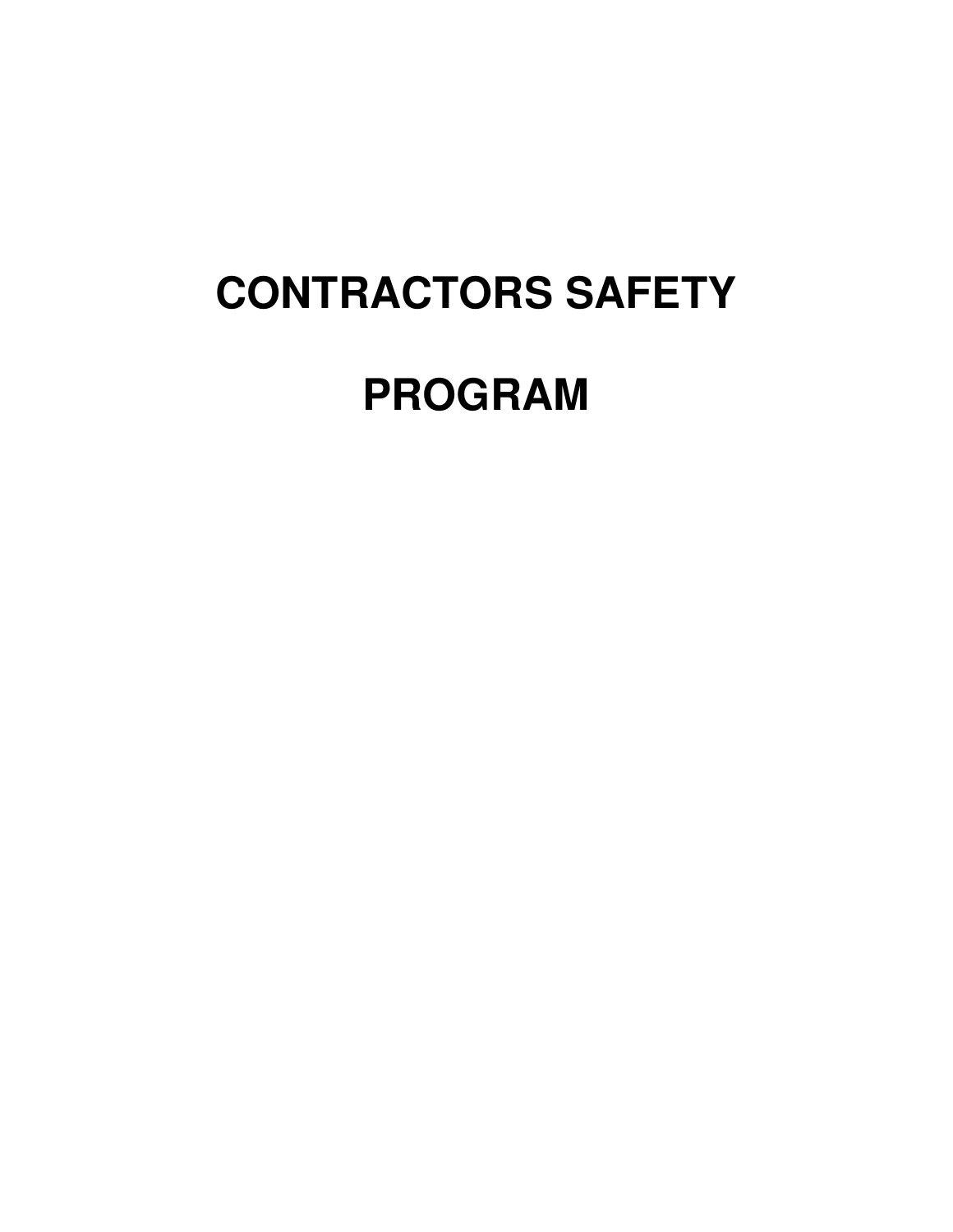# CONTRACTORS SAFETY

# PROGRAM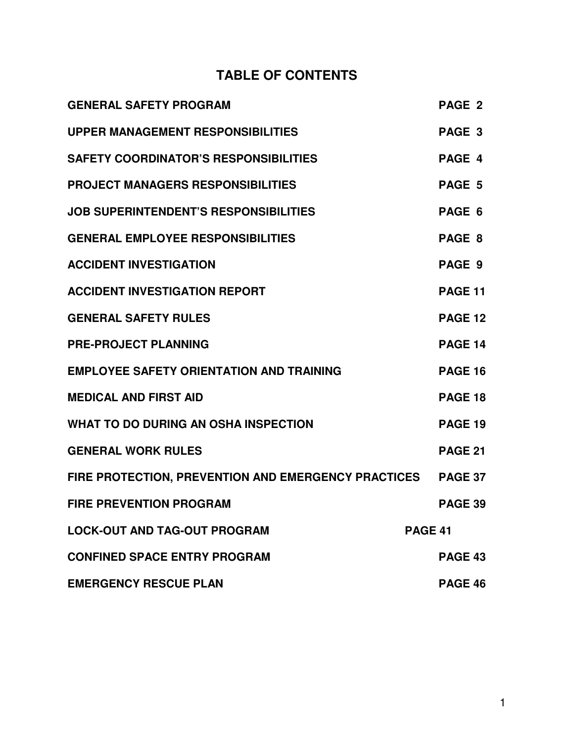# TABLE OF CONTENTS

| | |
|---|---|
| **GENERAL SAFETY PROGRAM** | **PAGE 2** |
| **UPPER MANAGEMENT RESPONSIBILITIES** | **PAGE 3** |
| **SAFETY COORDINATOR'S RESPONSIBILITIES** | **PAGE 4** |
| **PROJECT MANAGERS RESPONSIBILITIES** | **PAGE 5** |
| **JOB SUPERINTENDENT'S RESPONSIBILITIES** | **PAGE 6** |
| **GENERAL EMPLOYEE RESPONSIBILITIES** | **PAGE 8** |
| **ACCIDENT INVESTIGATION** | **PAGE 9** |
| **ACCIDENT INVESTIGATION REPORT** | **PAGE 11** |
| **GENERAL SAFETY RULES** | **PAGE 12** |
| **PRE-PROJECT PLANNING** | **PAGE 14** |
| **EMPLOYEE SAFETY ORIENTATION AND TRAINING** | **PAGE 16** |
| **MEDICAL AND FIRST AID** | **PAGE 18** |
| **WHAT TO DO DURING AN OSHA INSPECTION** | **PAGE 19** |
| **GENERAL WORK RULES** | **PAGE 21** |
| **FIRE PROTECTION, PREVENTION AND EMERGENCY PRACTICES** | **PAGE 37** |
| **FIRE PREVENTION PROGRAM** | **PAGE 39** |
| **LOCK-OUT AND TAG-OUT PROGRAM** | **PAGE 41** |
| **CONFINED SPACE ENTRY PROGRAM** | **PAGE 43** |
| **EMERGENCY RESCUE PLAN** | **PAGE 46** |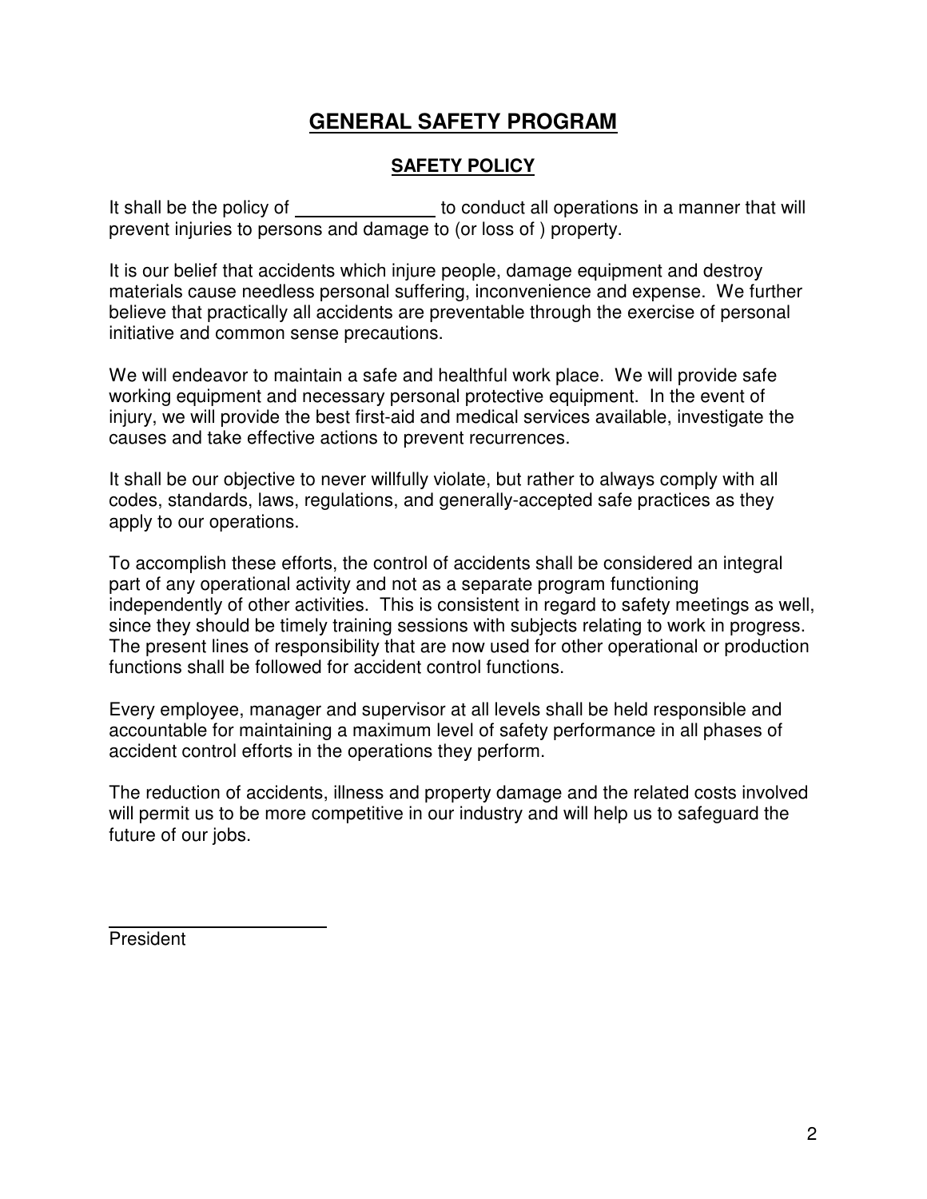# GENERAL SAFETY PROGRAM

## SAFETY POLICY

It shall be the policy of ______________ to conduct all operations in a manner that will prevent injuries to persons and damage to (or loss of ) property.

It is our belief that accidents which injure people, damage equipment and destroy materials cause needless personal suffering, inconvenience and expense. We further believe that practically all accidents are preventable through the exercise of personal initiative and common sense precautions.

We will endeavor to maintain a safe and healthful work place. We will provide safe working equipment and necessary personal protective equipment. In the event of injury, we will provide the best first-aid and medical services available, investigate the causes and take effective actions to prevent recurrences.

It shall be our objective to never willfully violate, but rather to always comply with all codes, standards, laws, regulations, and generally-accepted safe practices as they apply to our operations.

To accomplish these efforts, the control of accidents shall be considered an integral part of any operational activity and not as a separate program functioning independently of other activities. This is consistent in regard to safety meetings as well, since they should be timely training sessions with subjects relating to work in progress. The present lines of responsibility that are now used for other operational or production functions shall be followed for accident control functions.

Every employee, manager and supervisor at all levels shall be held responsible and accountable for maintaining a maximum level of safety performance in all phases of accident control efforts in the operations they perform.

The reduction of accidents, illness and property damage and the related costs involved will permit us to be more competitive in our industry and will help us to safeguard the future of our jobs.

______________________

President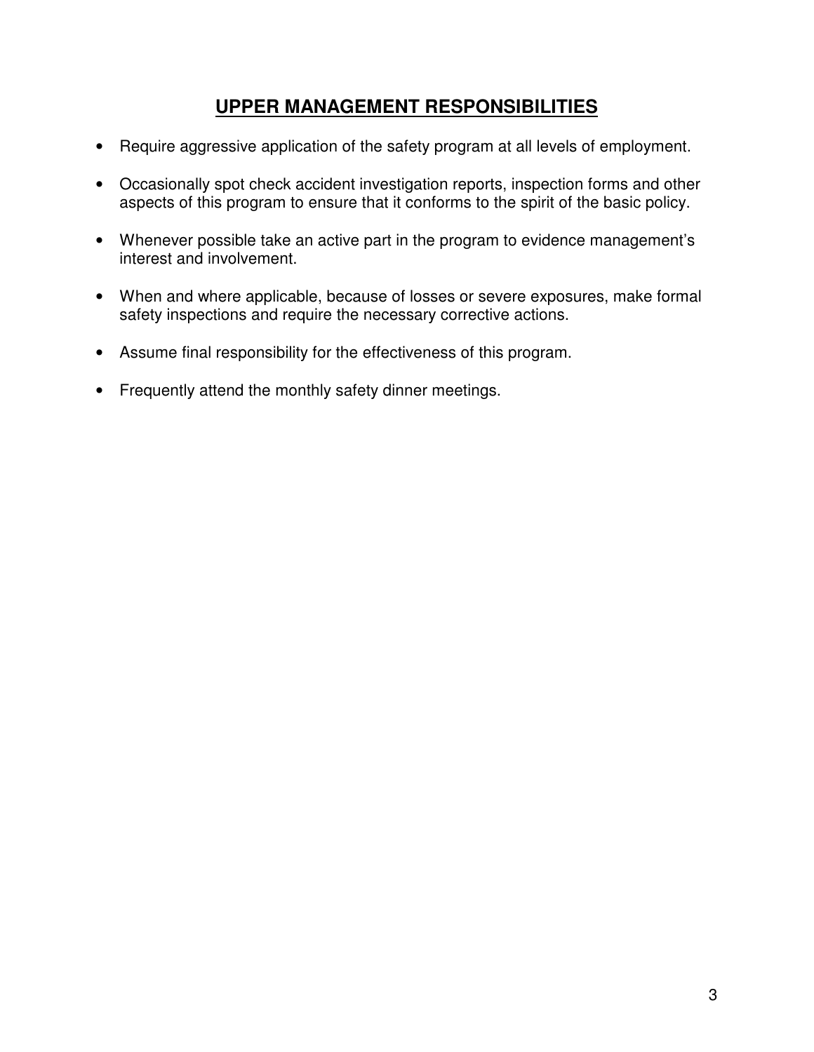## UPPER MANAGEMENT RESPONSIBILITIES

- Require aggressive application of the safety program at all levels of employment.
- Occasionally spot check accident investigation reports, inspection forms and other aspects of this program to ensure that it conforms to the spirit of the basic policy.
- Whenever possible take an active part in the program to evidence management's interest and involvement.
- When and where applicable, because of losses or severe exposures, make formal safety inspections and require the necessary corrective actions.
- Assume final responsibility for the effectiveness of this program.
- Frequently attend the monthly safety dinner meetings.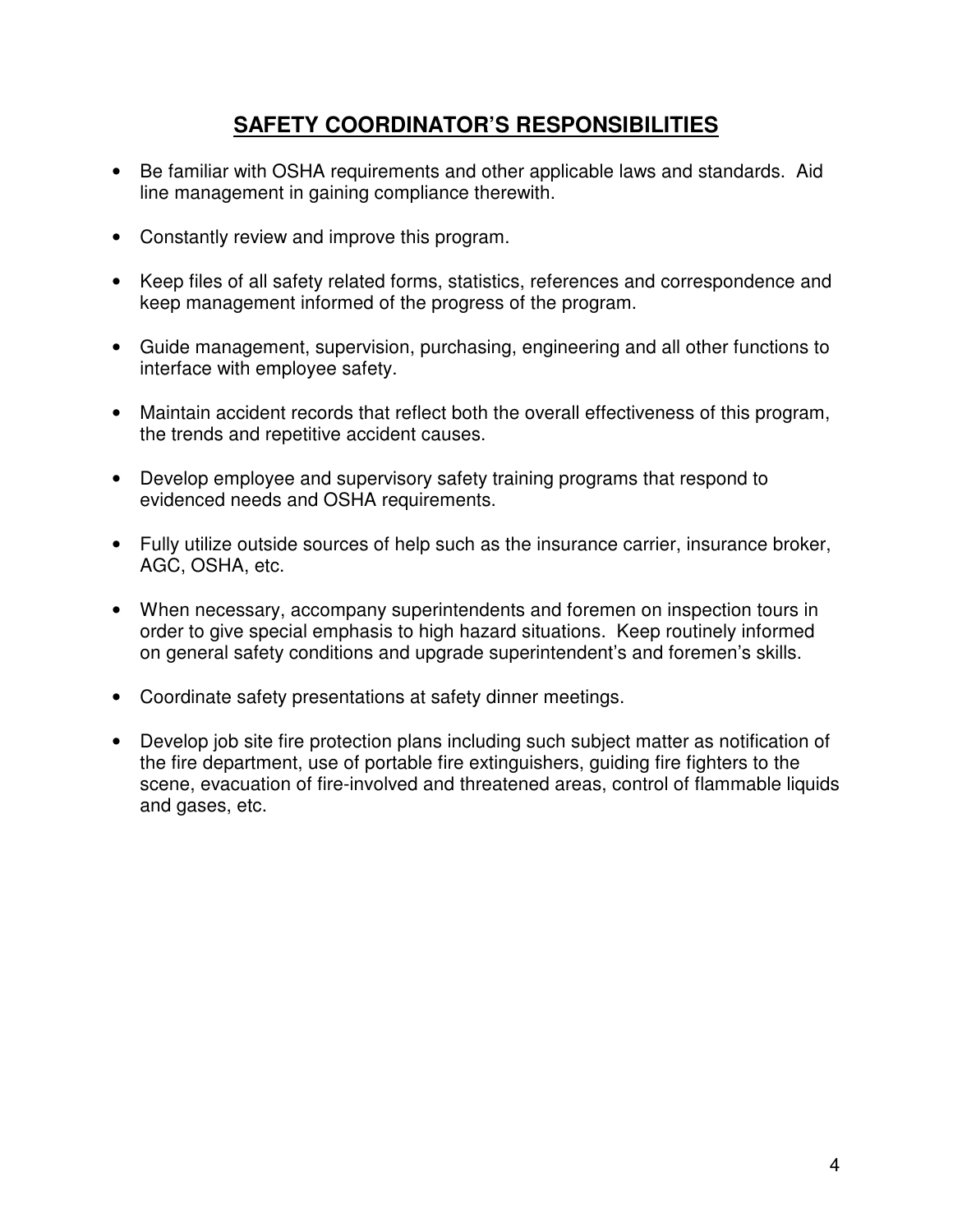## SAFETY COORDINATOR'S RESPONSIBILITIES

- Be familiar with OSHA requirements and other applicable laws and standards. Aid line management in gaining compliance therewith.
- Constantly review and improve this program.
- Keep files of all safety related forms, statistics, references and correspondence and keep management informed of the progress of the program.
- Guide management, supervision, purchasing, engineering and all other functions to interface with employee safety.
- Maintain accident records that reflect both the overall effectiveness of this program, the trends and repetitive accident causes.
- Develop employee and supervisory safety training programs that respond to evidenced needs and OSHA requirements.
- Fully utilize outside sources of help such as the insurance carrier, insurance broker, AGC, OSHA, etc.
- When necessary, accompany superintendents and foremen on inspection tours in order to give special emphasis to high hazard situations. Keep routinely informed on general safety conditions and upgrade superintendent's and foremen's skills.
- Coordinate safety presentations at safety dinner meetings.
- Develop job site fire protection plans including such subject matter as notification of the fire department, use of portable fire extinguishers, guiding fire fighters to the scene, evacuation of fire-involved and threatened areas, control of flammable liquids and gases, etc.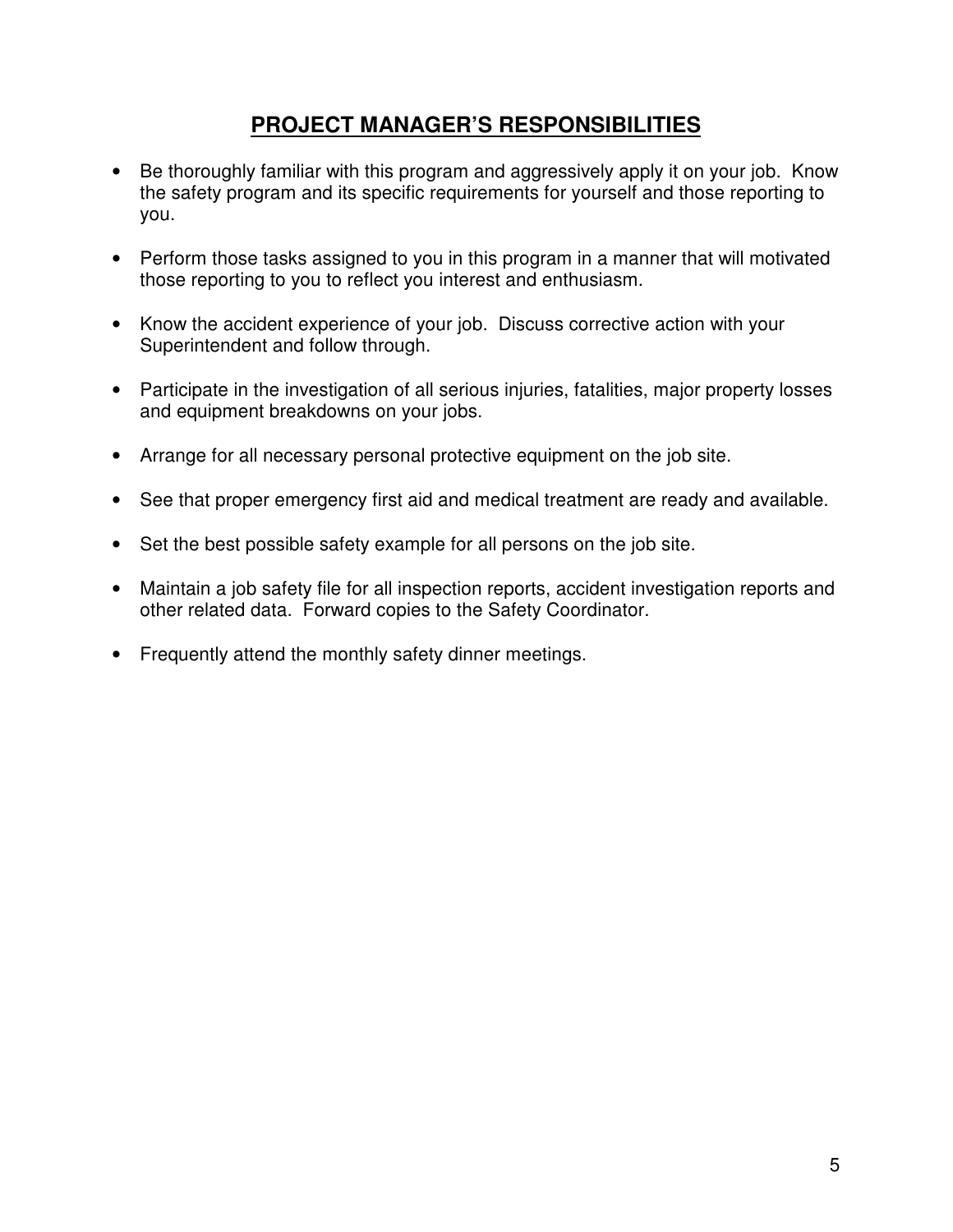## PROJECT MANAGER'S RESPONSIBILITIES

- Be thoroughly familiar with this program and aggressively apply it on your job. Know the safety program and its specific requirements for yourself and those reporting to you.
- Perform those tasks assigned to you in this program in a manner that will motivated those reporting to you to reflect you interest and enthusiasm.
- Know the accident experience of your job. Discuss corrective action with your Superintendent and follow through.
- Participate in the investigation of all serious injuries, fatalities, major property losses and equipment breakdowns on your jobs.
- Arrange for all necessary personal protective equipment on the job site.
- See that proper emergency first aid and medical treatment are ready and available.
- Set the best possible safety example for all persons on the job site.
- Maintain a job safety file for all inspection reports, accident investigation reports and other related data. Forward copies to the Safety Coordinator.
- Frequently attend the monthly safety dinner meetings.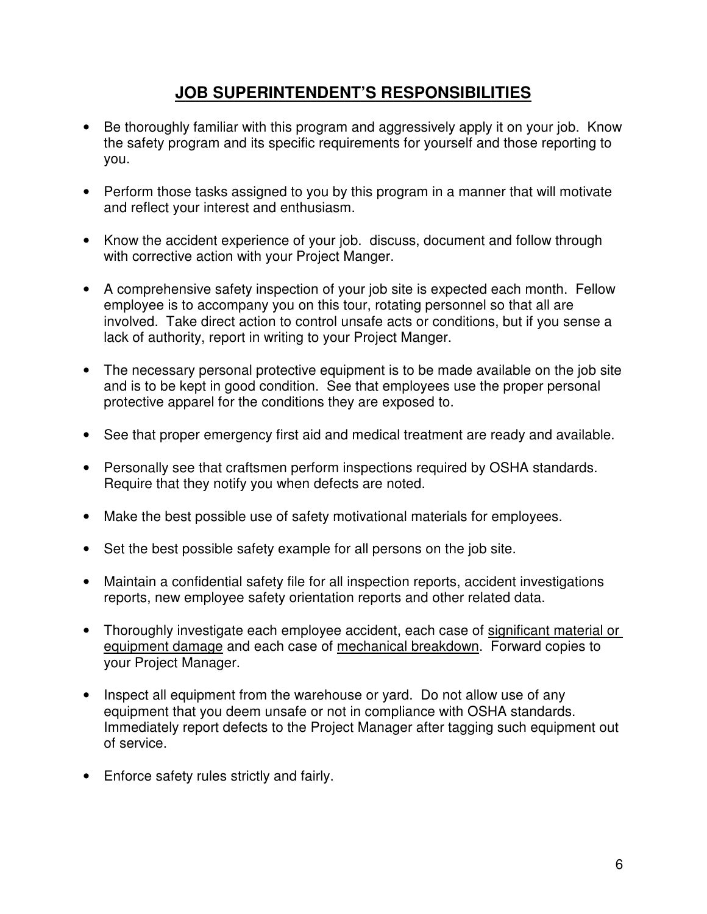# JOB SUPERINTENDENT'S RESPONSIBILITIES

- Be thoroughly familiar with this program and aggressively apply it on your job. Know the safety program and its specific requirements for yourself and those reporting to you.

- Perform those tasks assigned to you by this program in a manner that will motivate and reflect your interest and enthusiasm.

- Know the accident experience of your job. discuss, document and follow through with corrective action with your Project Manger.

- A comprehensive safety inspection of your job site is expected each month. Fellow employee is to accompany you on this tour, rotating personnel so that all are involved. Take direct action to control unsafe acts or conditions, but if you sense a lack of authority, report in writing to your Project Manger.

- The necessary personal protective equipment is to be made available on the job site and is to be kept in good condition. See that employees use the proper personal protective apparel for the conditions they are exposed to.

- See that proper emergency first aid and medical treatment are ready and available.

- Personally see that craftsmen perform inspections required by OSHA standards. Require that they notify you when defects are noted.

- Make the best possible use of safety motivational materials for employees.

- Set the best possible safety example for all persons on the job site.

- Maintain a confidential safety file for all inspection reports, accident investigations reports, new employee safety orientation reports and other related data.

- Thoroughly investigate each employee accident, each case of <u>significant material or equipment damage</u> and each case of <u>mechanical breakdown</u>. Forward copies to your Project Manager.

- Inspect all equipment from the warehouse or yard. Do not allow use of any equipment that you deem unsafe or not in compliance with OSHA standards. Immediately report defects to the Project Manager after tagging such equipment out of service.

- Enforce safety rules strictly and fairly.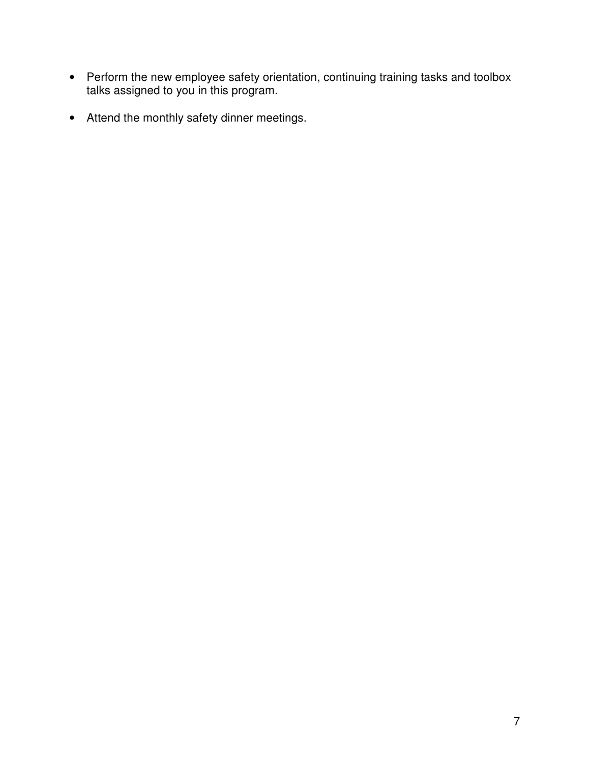- Perform the new employee safety orientation, continuing training tasks and toolbox talks assigned to you in this program.

- Attend the monthly safety dinner meetings.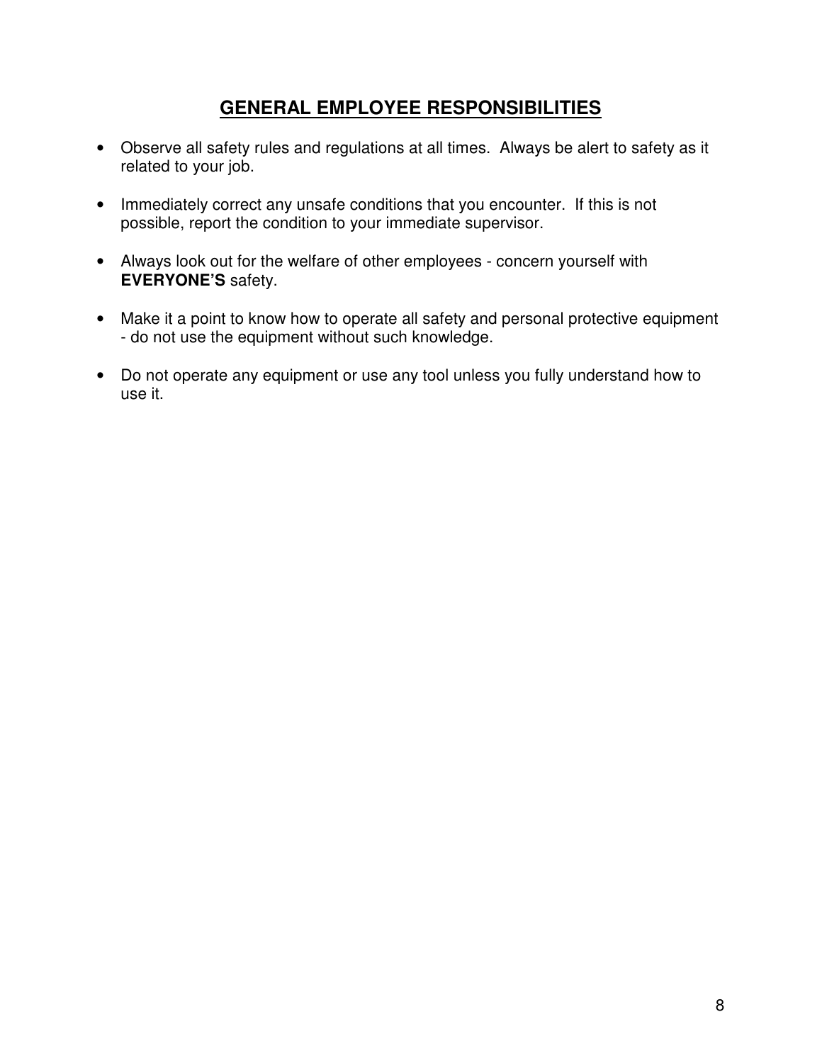## GENERAL EMPLOYEE RESPONSIBILITIES

- Observe all safety rules and regulations at all times. Always be alert to safety as it related to your job.

- Immediately correct any unsafe conditions that you encounter. If this is not possible, report the condition to your immediate supervisor.

- Always look out for the welfare of other employees - concern yourself with **EVERYONE'S** safety.

- Make it a point to know how to operate all safety and personal protective equipment - do not use the equipment without such knowledge.

- Do not operate any equipment or use any tool unless you fully understand how to use it.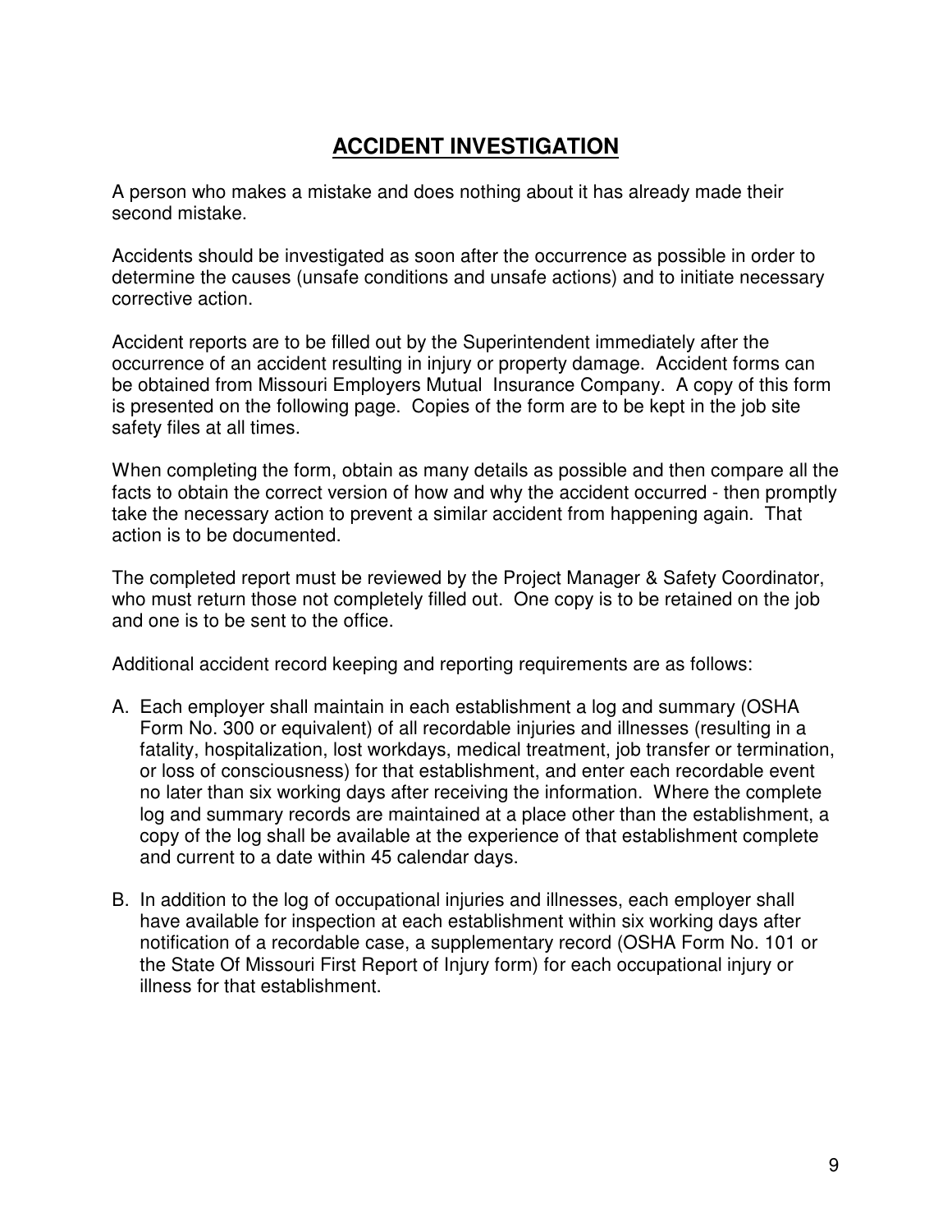# ACCIDENT INVESTIGATION

A person who makes a mistake and does nothing about it has already made their second mistake.

Accidents should be investigated as soon after the occurrence as possible in order to determine the causes (unsafe conditions and unsafe actions) and to initiate necessary corrective action.

Accident reports are to be filled out by the Superintendent immediately after the occurrence of an accident resulting in injury or property damage. Accident forms can be obtained from Missouri Employers Mutual Insurance Company. A copy of this form is presented on the following page. Copies of the form are to be kept in the job site safety files at all times.

When completing the form, obtain as many details as possible and then compare all the facts to obtain the correct version of how and why the accident occurred - then promptly take the necessary action to prevent a similar accident from happening again. That action is to be documented.

The completed report must be reviewed by the Project Manager & Safety Coordinator, who must return those not completely filled out. One copy is to be retained on the job and one is to be sent to the office.

Additional accident record keeping and reporting requirements are as follows:

A. Each employer shall maintain in each establishment a log and summary (OSHA Form No. 300 or equivalent) of all recordable injuries and illnesses (resulting in a fatality, hospitalization, lost workdays, medical treatment, job transfer or termination, or loss of consciousness) for that establishment, and enter each recordable event no later than six working days after receiving the information. Where the complete log and summary records are maintained at a place other than the establishment, a copy of the log shall be available at the experience of that establishment complete and current to a date within 45 calendar days.

B. In addition to the log of occupational injuries and illnesses, each employer shall have available for inspection at each establishment within six working days after notification of a recordable case, a supplementary record (OSHA Form No. 101 or the State Of Missouri First Report of Injury form) for each occupational injury or illness for that establishment.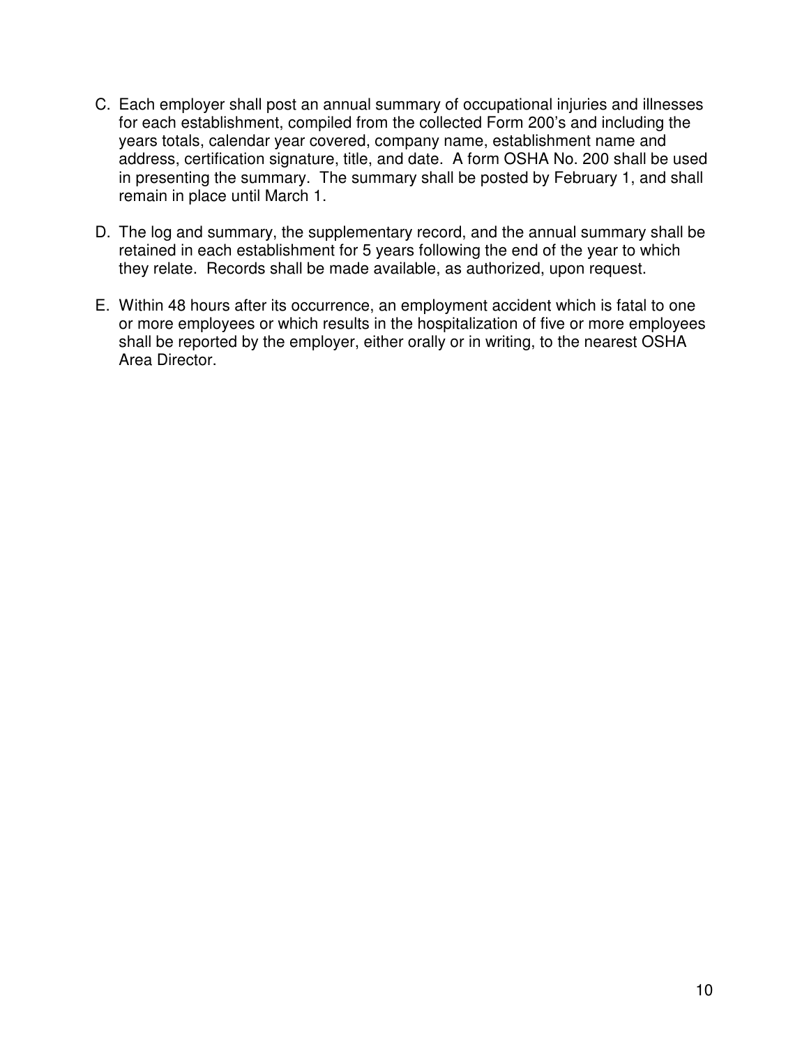C. Each employer shall post an annual summary of occupational injuries and illnesses for each establishment, compiled from the collected Form 200's and including the years totals, calendar year covered, company name, establishment name and address, certification signature, title, and date. A form OSHA No. 200 shall be used in presenting the summary. The summary shall be posted by February 1, and shall remain in place until March 1.

D. The log and summary, the supplementary record, and the annual summary shall be retained in each establishment for 5 years following the end of the year to which they relate. Records shall be made available, as authorized, upon request.

E. Within 48 hours after its occurrence, an employment accident which is fatal to one or more employees or which results in the hospitalization of five or more employees shall be reported by the employer, either orally or in writing, to the nearest OSHA Area Director.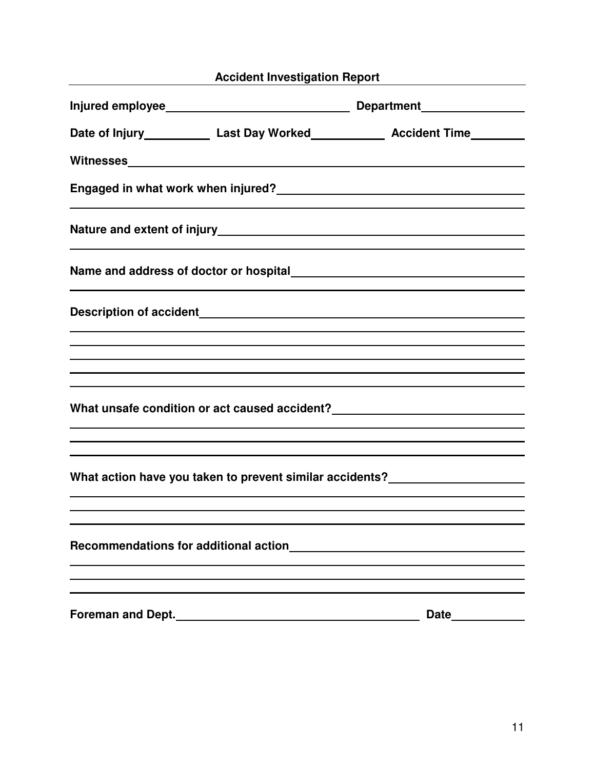## Accident Investigation Report

**Injured employee**\_\_\_\_\_\_\_\_\_\_\_\_\_\_\_\_\_\_\_\_\_\_\_\_\_\_\_\_ **Department**\_\_\_\_\_\_\_\_\_\_\_\_\_\_\_\_

**Date of Injury**\_\_\_\_\_\_\_\_\_\_ **Last Day Worked**\_\_\_\_\_\_\_\_\_\_\_ **Accident Time**\_\_\_\_\_\_\_\_

**Witnesses**\_\_\_\_\_\_\_\_\_\_\_\_\_\_\_\_\_\_\_\_\_\_\_\_\_\_\_\_\_\_\_\_\_\_\_\_\_\_\_\_\_\_\_\_\_\_\_\_\_\_\_\_\_\_\_\_\_\_

**Engaged in what work when injured?**\_\_\_\_\_\_\_\_\_\_\_\_\_\_\_\_\_\_\_\_\_\_\_\_\_\_\_\_\_\_\_\_\_\_\_\_

\_\_\_\_\_\_\_\_\_\_\_\_\_\_\_\_\_\_\_\_\_\_\_\_\_\_\_\_\_\_\_\_\_\_\_\_\_\_\_\_\_\_\_\_\_\_\_\_\_\_\_\_\_\_\_\_\_\_\_\_\_\_\_\_\_\_\_\_\_\_

**Nature and extent of injury**\_\_\_\_\_\_\_\_\_\_\_\_\_\_\_\_\_\_\_\_\_\_\_\_\_\_\_\_\_\_\_\_\_\_\_\_\_\_\_\_\_\_\_\_\_\_\_

\_\_\_\_\_\_\_\_\_\_\_\_\_\_\_\_\_\_\_\_\_\_\_\_\_\_\_\_\_\_\_\_\_\_\_\_\_\_\_\_\_\_\_\_\_\_\_\_\_\_\_\_\_\_\_\_\_\_\_\_\_\_\_\_\_\_\_\_\_\_

**Name and address of doctor or hospital**\_\_\_\_\_\_\_\_\_\_\_\_\_\_\_\_\_\_\_\_\_\_\_\_\_\_\_\_\_\_\_\_\_\_\_

\_\_\_\_\_\_\_\_\_\_\_\_\_\_\_\_\_\_\_\_\_\_\_\_\_\_\_\_\_\_\_\_\_\_\_\_\_\_\_\_\_\_\_\_\_\_\_\_\_\_\_\_\_\_\_\_\_\_\_\_\_\_\_\_\_\_\_\_\_\_

**Description of accident**\_\_\_\_\_\_\_\_\_\_\_\_\_\_\_\_\_\_\_\_\_\_\_\_\_\_\_\_\_\_\_\_\_\_\_\_\_\_\_\_\_\_\_\_\_\_\_\_\_\_

\_\_\_\_\_\_\_\_\_\_\_\_\_\_\_\_\_\_\_\_\_\_\_\_\_\_\_\_\_\_\_\_\_\_\_\_\_\_\_\_\_\_\_\_\_\_\_\_\_\_\_\_\_\_\_\_\_\_\_\_\_\_\_\_\_\_\_\_\_\_

\_\_\_\_\_\_\_\_\_\_\_\_\_\_\_\_\_\_\_\_\_\_\_\_\_\_\_\_\_\_\_\_\_\_\_\_\_\_\_\_\_\_\_\_\_\_\_\_\_\_\_\_\_\_\_\_\_\_\_\_\_\_\_\_\_\_\_\_\_\_

\_\_\_\_\_\_\_\_\_\_\_\_\_\_\_\_\_\_\_\_\_\_\_\_\_\_\_\_\_\_\_\_\_\_\_\_\_\_\_\_\_\_\_\_\_\_\_\_\_\_\_\_\_\_\_\_\_\_\_\_\_\_\_\_\_\_\_\_\_\_

\_\_\_\_\_\_\_\_\_\_\_\_\_\_\_\_\_\_\_\_\_\_\_\_\_\_\_\_\_\_\_\_\_\_\_\_\_\_\_\_\_\_\_\_\_\_\_\_\_\_\_\_\_\_\_\_\_\_\_\_\_\_\_\_\_\_\_\_\_\_

\_\_\_\_\_\_\_\_\_\_\_\_\_\_\_\_\_\_\_\_\_\_\_\_\_\_\_\_\_\_\_\_\_\_\_\_\_\_\_\_\_\_\_\_\_\_\_\_\_\_\_\_\_\_\_\_\_\_\_\_\_\_\_\_\_\_\_\_\_\_

**What unsafe condition or act caused accident?**\_\_\_\_\_\_\_\_\_\_\_\_\_\_\_\_\_\_\_\_\_\_\_\_\_\_\_\_

\_\_\_\_\_\_\_\_\_\_\_\_\_\_\_\_\_\_\_\_\_\_\_\_\_\_\_\_\_\_\_\_\_\_\_\_\_\_\_\_\_\_\_\_\_\_\_\_\_\_\_\_\_\_\_\_\_\_\_\_\_\_\_\_\_\_\_\_\_\_

\_\_\_\_\_\_\_\_\_\_\_\_\_\_\_\_\_\_\_\_\_\_\_\_\_\_\_\_\_\_\_\_\_\_\_\_\_\_\_\_\_\_\_\_\_\_\_\_\_\_\_\_\_\_\_\_\_\_\_\_\_\_\_\_\_\_\_\_\_\_

\_\_\_\_\_\_\_\_\_\_\_\_\_\_\_\_\_\_\_\_\_\_\_\_\_\_\_\_\_\_\_\_\_\_\_\_\_\_\_\_\_\_\_\_\_\_\_\_\_\_\_\_\_\_\_\_\_\_\_\_\_\_\_\_\_\_\_\_\_\_

**What action have you taken to prevent similar accidents?**\_\_\_\_\_\_\_\_\_\_\_\_\_\_\_\_\_\_\_\_

\_\_\_\_\_\_\_\_\_\_\_\_\_\_\_\_\_\_\_\_\_\_\_\_\_\_\_\_\_\_\_\_\_\_\_\_\_\_\_\_\_\_\_\_\_\_\_\_\_\_\_\_\_\_\_\_\_\_\_\_\_\_\_\_\_\_\_\_\_\_

\_\_\_\_\_\_\_\_\_\_\_\_\_\_\_\_\_\_\_\_\_\_\_\_\_\_\_\_\_\_\_\_\_\_\_\_\_\_\_\_\_\_\_\_\_\_\_\_\_\_\_\_\_\_\_\_\_\_\_\_\_\_\_\_\_\_\_\_\_\_

\_\_\_\_\_\_\_\_\_\_\_\_\_\_\_\_\_\_\_\_\_\_\_\_\_\_\_\_\_\_\_\_\_\_\_\_\_\_\_\_\_\_\_\_\_\_\_\_\_\_\_\_\_\_\_\_\_\_\_\_\_\_\_\_\_\_\_\_\_\_

**Recommendations for additional action**\_\_\_\_\_\_\_\_\_\_\_\_\_\_\_\_\_\_\_\_\_\_\_\_\_\_\_\_\_\_\_\_\_\_\_

\_\_\_\_\_\_\_\_\_\_\_\_\_\_\_\_\_\_\_\_\_\_\_\_\_\_\_\_\_\_\_\_\_\_\_\_\_\_\_\_\_\_\_\_\_\_\_\_\_\_\_\_\_\_\_\_\_\_\_\_\_\_\_\_\_\_\_\_\_\_

\_\_\_\_\_\_\_\_\_\_\_\_\_\_\_\_\_\_\_\_\_\_\_\_\_\_\_\_\_\_\_\_\_\_\_\_\_\_\_\_\_\_\_\_\_\_\_\_\_\_\_\_\_\_\_\_\_\_\_\_\_\_\_\_\_\_\_\_\_\_

\_\_\_\_\_\_\_\_\_\_\_\_\_\_\_\_\_\_\_\_\_\_\_\_\_\_\_\_\_\_\_\_\_\_\_\_\_\_\_\_\_\_\_\_\_\_\_\_\_\_\_\_\_\_\_\_\_\_\_\_\_\_\_\_\_\_\_\_\_\_

**Foreman and Dept.**\_\_\_\_\_\_\_\_\_\_\_\_\_\_\_\_\_\_\_\_\_\_\_\_\_\_\_\_\_\_\_\_\_\_\_\_\_\_ **Date**\_\_\_\_\_\_\_\_\_\_\_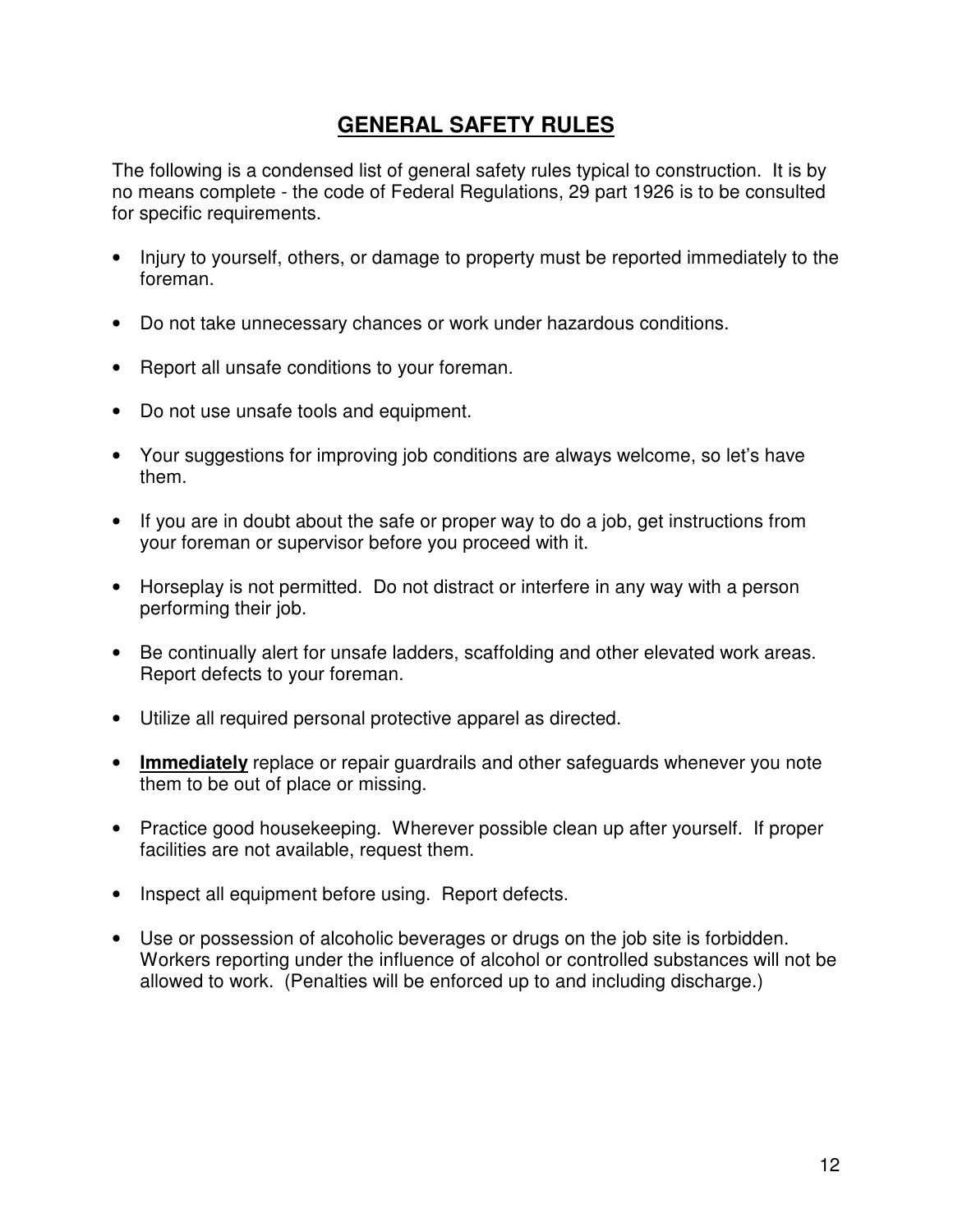## GENERAL SAFETY RULES

The following is a condensed list of general safety rules typical to construction. It is by no means complete - the code of Federal Regulations, 29 part 1926 is to be consulted for specific requirements.

- Injury to yourself, others, or damage to property must be reported immediately to the foreman.
- Do not take unnecessary chances or work under hazardous conditions.
- Report all unsafe conditions to your foreman.
- Do not use unsafe tools and equipment.
- Your suggestions for improving job conditions are always welcome, so let's have them.
- If you are in doubt about the safe or proper way to do a job, get instructions from your foreman or supervisor before you proceed with it.
- Horseplay is not permitted. Do not distract or interfere in any way with a person performing their job.
- Be continually alert for unsafe ladders, scaffolding and other elevated work areas. Report defects to your foreman.
- Utilize all required personal protective apparel as directed.
- **Immediately** replace or repair guardrails and other safeguards whenever you note them to be out of place or missing.
- Practice good housekeeping. Wherever possible clean up after yourself. If proper facilities are not available, request them.
- Inspect all equipment before using. Report defects.
- Use or possession of alcoholic beverages or drugs on the job site is forbidden. Workers reporting under the influence of alcohol or controlled substances will not be allowed to work. (Penalties will be enforced up to and including discharge.)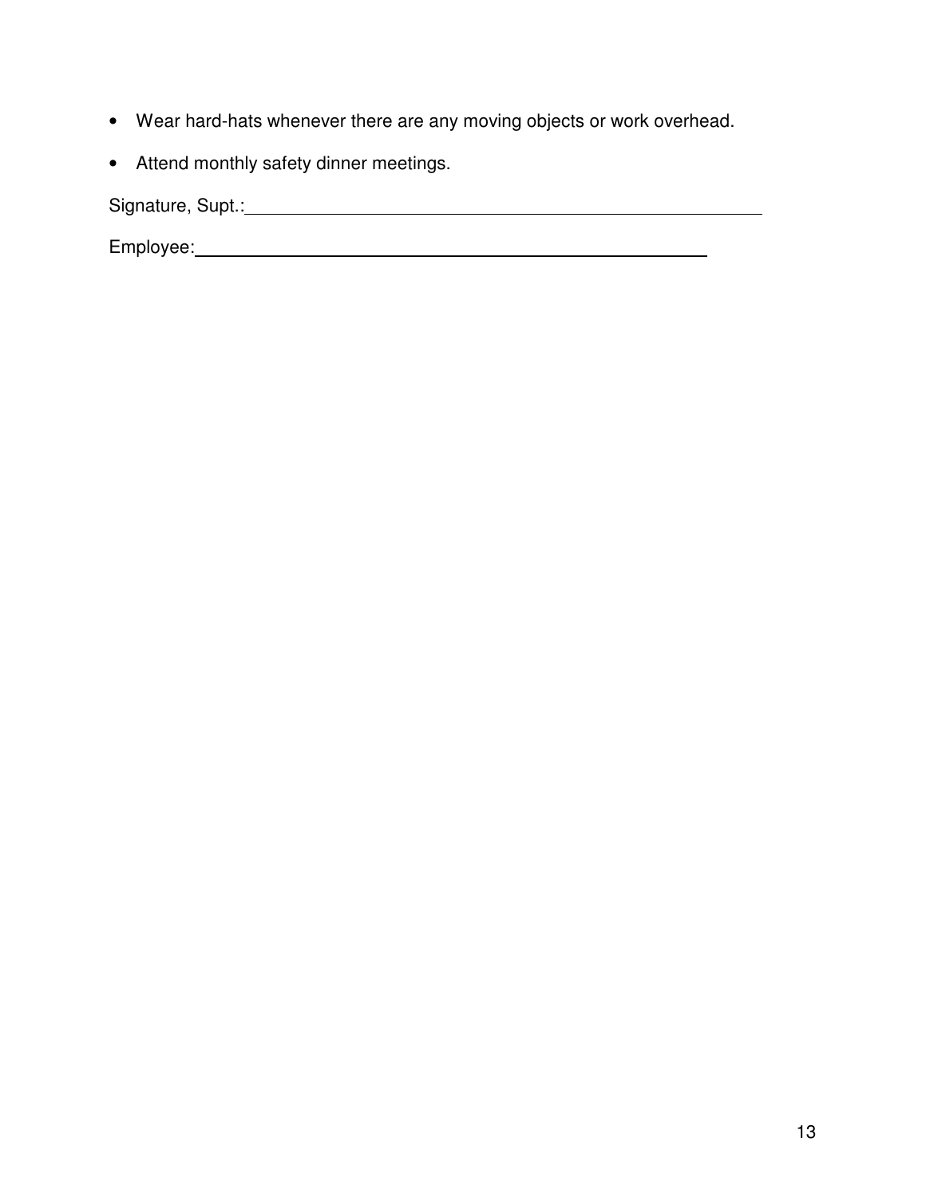- Wear hard-hats whenever there are any moving objects or work overhead.
- Attend monthly safety dinner meetings.

Signature, Supt.:______________________________________________________

Employee:______________________________________________________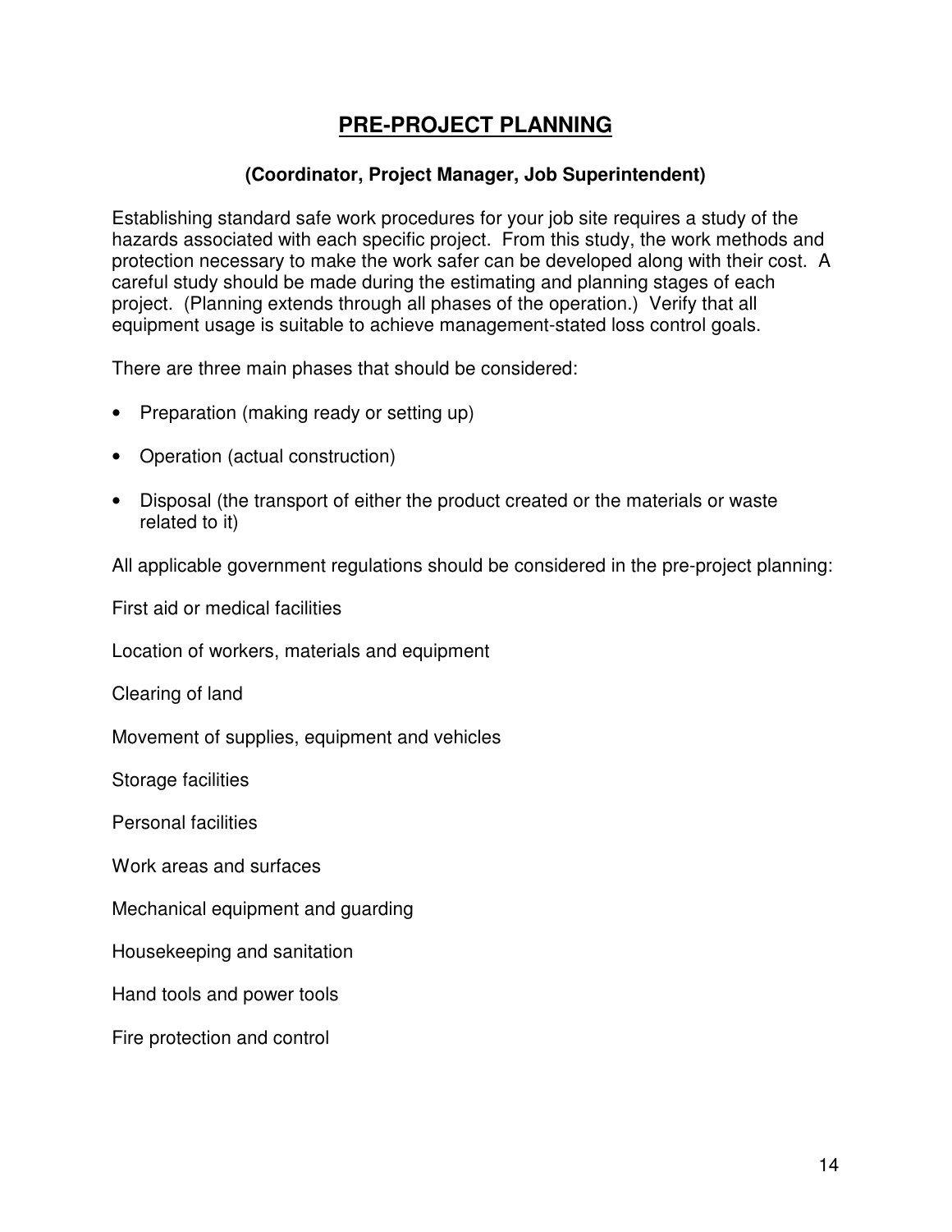# PRE-PROJECT PLANNING

**(Coordinator, Project Manager, Job Superintendent)**

Establishing standard safe work procedures for your job site requires a study of the hazards associated with each specific project. From this study, the work methods and protection necessary to make the work safer can be developed along with their cost. A careful study should be made during the estimating and planning stages of each project. (Planning extends through all phases of the operation.) Verify that all equipment usage is suitable to achieve management-stated loss control goals.

There are three main phases that should be considered:

- Preparation (making ready or setting up)
- Operation (actual construction)
- Disposal (the transport of either the product created or the materials or waste related to it)

All applicable government regulations should be considered in the pre-project planning:

First aid or medical facilities

Location of workers, materials and equipment

Clearing of land

Movement of supplies, equipment and vehicles

Storage facilities

Personal facilities

Work areas and surfaces

Mechanical equipment and guarding

Housekeeping and sanitation

Hand tools and power tools

Fire protection and control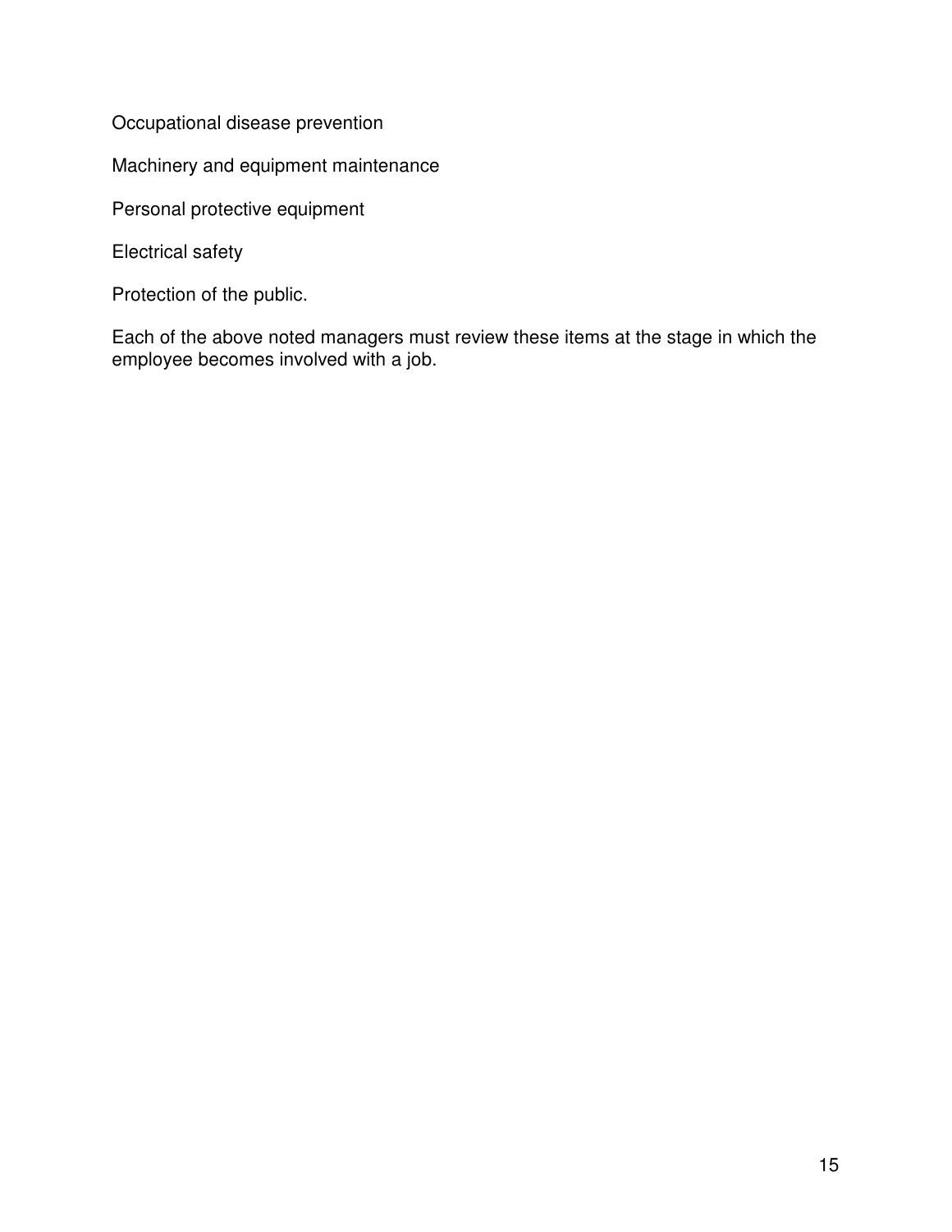Occupational disease prevention

Machinery and equipment maintenance

Personal protective equipment

Electrical safety

Protection of the public.

Each of the above noted managers must review these items at the stage in which the employee becomes involved with a job.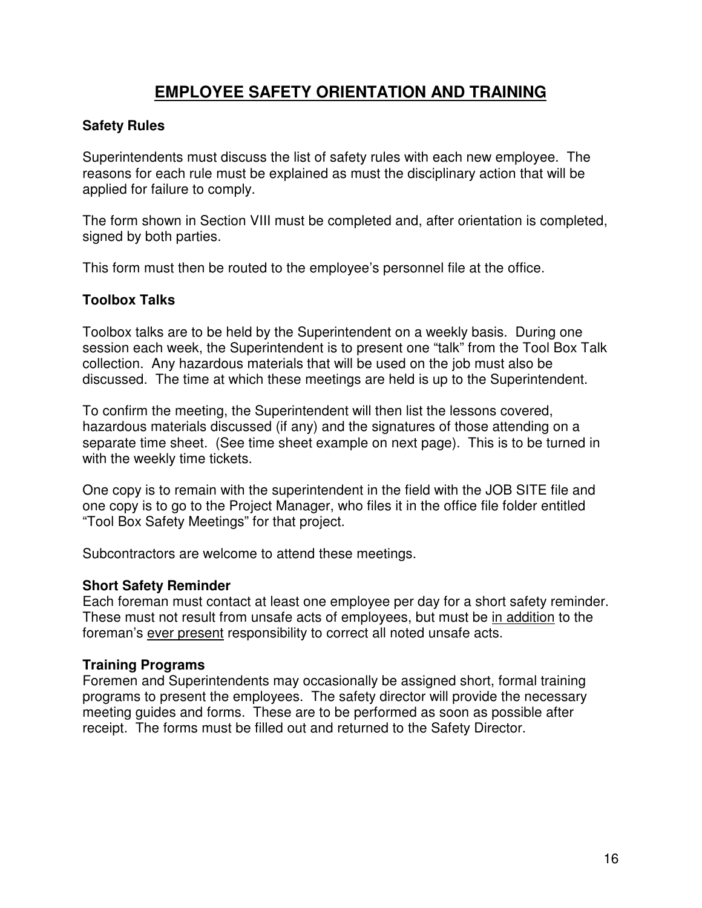# EMPLOYEE SAFETY ORIENTATION AND TRAINING

### Safety Rules

Superintendents must discuss the list of safety rules with each new employee. The reasons for each rule must be explained as must the disciplinary action that will be applied for failure to comply.

The form shown in Section VIII must be completed and, after orientation is completed, signed by both parties.

This form must then be routed to the employee's personnel file at the office.

### Toolbox Talks

Toolbox talks are to be held by the Superintendent on a weekly basis. During one session each week, the Superintendent is to present one "talk" from the Tool Box Talk collection. Any hazardous materials that will be used on the job must also be discussed. The time at which these meetings are held is up to the Superintendent.

To confirm the meeting, the Superintendent will then list the lessons covered, hazardous materials discussed (if any) and the signatures of those attending on a separate time sheet. (See time sheet example on next page). This is to be turned in with the weekly time tickets.

One copy is to remain with the superintendent in the field with the JOB SITE file and one copy is to go to the Project Manager, who files it in the office file folder entitled "Tool Box Safety Meetings" for that project.

Subcontractors are welcome to attend these meetings.

### Short Safety Reminder

Each foreman must contact at least one employee per day for a short safety reminder. These must not result from unsafe acts of employees, but must be <u>in addition</u> to the foreman's <u>ever present</u> responsibility to correct all noted unsafe acts.

### Training Programs

Foremen and Superintendents may occasionally be assigned short, formal training programs to present the employees. The safety director will provide the necessary meeting guides and forms. These are to be performed as soon as possible after receipt. The forms must be filled out and returned to the Safety Director.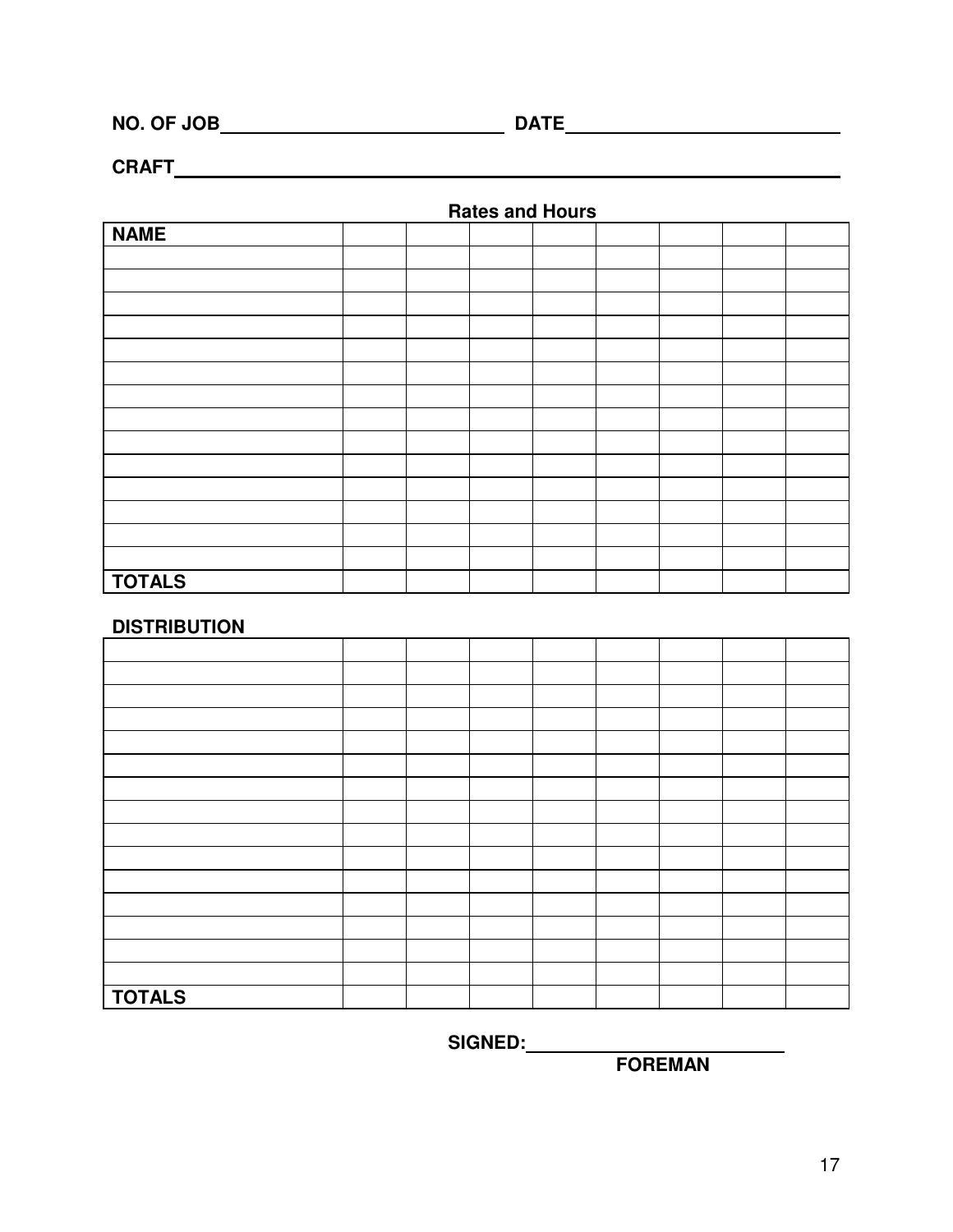NO. OF JOB______________________ DATE______________________

CRAFT______________________________________________

**Rates and Hours**

| NAME | | | | | | | | |
|---|---|---|---|---|---|---|---|---|
| | | | | | | | | |
| | | | | | | | | |
| | | | | | | | | |
| | | | | | | | | |
| | | | | | | | | |
| | | | | | | | | |
| | | | | | | | | |
| | | | | | | | | |
| | | | | | | | | |
| | | | | | | | | |
| | | | | | | | | |
| | | | | | | | | |
| | | | | | | | | |
| | | | | | | | | |
| **TOTALS** | | | | | | | | |

**DISTRIBUTION**

| | | | | | | | | |
|---|---|---|---|---|---|---|---|---|
| | | | | | | | | |
| | | | | | | | | |
| | | | | | | | | |
| | | | | | | | | |
| | | | | | | | | |
| | | | | | | | | |
| | | | | | | | | |
| | | | | | | | | |
| | | | | | | | | |
| | | | | | | | | |
| | | | | | | | | |
| | | | | | | | | |
| | | | | | | | | |
| | | | | | | | | |
| **TOTALS** | | | | | | | | |

**SIGNED:______________________**
**FOREMAN**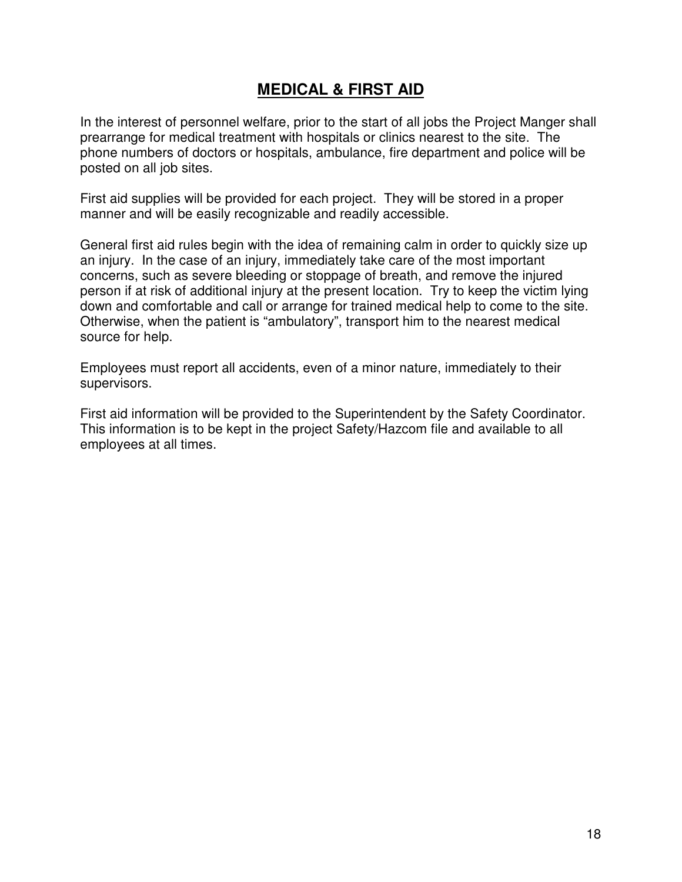# MEDICAL & FIRST AID

In the interest of personnel welfare, prior to the start of all jobs the Project Manger shall prearrange for medical treatment with hospitals or clinics nearest to the site. The phone numbers of doctors or hospitals, ambulance, fire department and police will be posted on all job sites.

First aid supplies will be provided for each project. They will be stored in a proper manner and will be easily recognizable and readily accessible.

General first aid rules begin with the idea of remaining calm in order to quickly size up an injury. In the case of an injury, immediately take care of the most important concerns, such as severe bleeding or stoppage of breath, and remove the injured person if at risk of additional injury at the present location. Try to keep the victim lying down and comfortable and call or arrange for trained medical help to come to the site. Otherwise, when the patient is "ambulatory", transport him to the nearest medical source for help.

Employees must report all accidents, even of a minor nature, immediately to their supervisors.

First aid information will be provided to the Superintendent by the Safety Coordinator. This information is to be kept in the project Safety/Hazcom file and available to all employees at all times.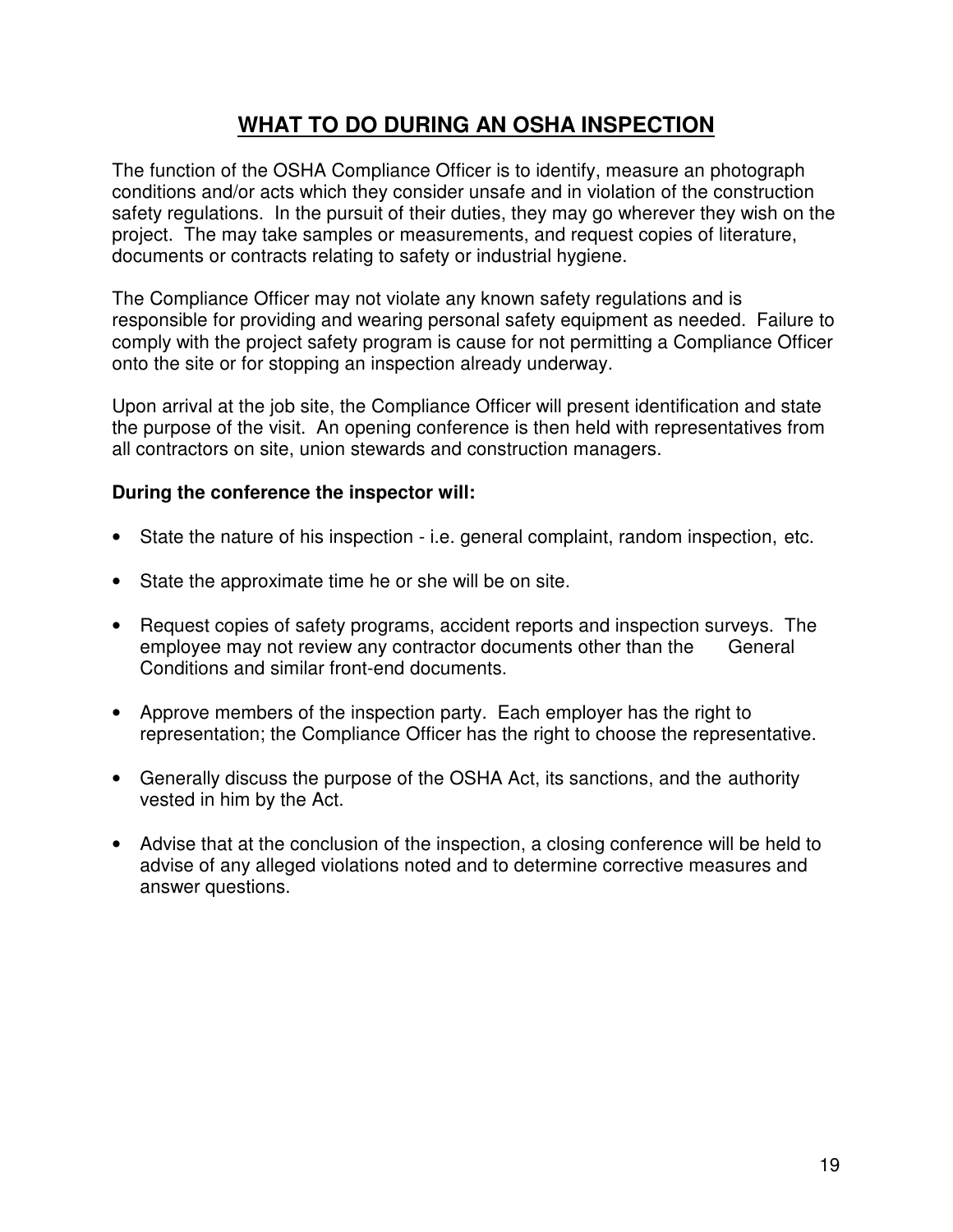# WHAT TO DO DURING AN OSHA INSPECTION

The function of the OSHA Compliance Officer is to identify, measure an photograph conditions and/or acts which they consider unsafe and in violation of the construction safety regulations. In the pursuit of their duties, they may go wherever they wish on the project. The may take samples or measurements, and request copies of literature, documents or contracts relating to safety or industrial hygiene.

The Compliance Officer may not violate any known safety regulations and is responsible for providing and wearing personal safety equipment as needed. Failure to comply with the project safety program is cause for not permitting a Compliance Officer onto the site or for stopping an inspection already underway.

Upon arrival at the job site, the Compliance Officer will present identification and state the purpose of the visit. An opening conference is then held with representatives from all contractors on site, union stewards and construction managers.

**During the conference the inspector will:**

- State the nature of his inspection - i.e. general complaint, random inspection, etc.
- State the approximate time he or she will be on site.
- Request copies of safety programs, accident reports and inspection surveys. The employee may not review any contractor documents other than the General Conditions and similar front-end documents.
- Approve members of the inspection party. Each employer has the right to representation; the Compliance Officer has the right to choose the representative.
- Generally discuss the purpose of the OSHA Act, its sanctions, and the authority vested in him by the Act.
- Advise that at the conclusion of the inspection, a closing conference will be held to advise of any alleged violations noted and to determine corrective measures and answer questions.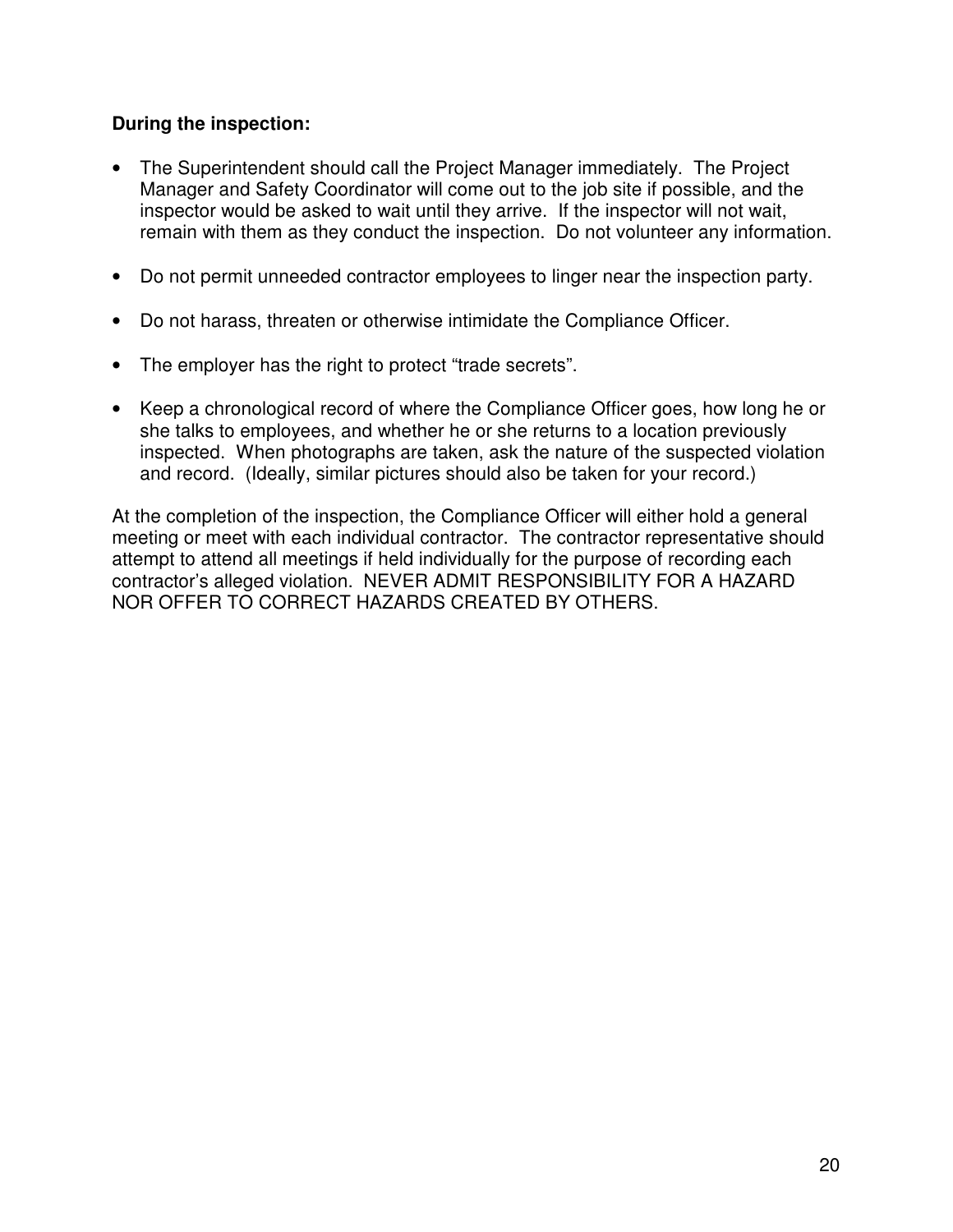**During the inspection:**

- The Superintendent should call the Project Manager immediately. The Project Manager and Safety Coordinator will come out to the job site if possible, and the inspector would be asked to wait until they arrive. If the inspector will not wait, remain with them as they conduct the inspection. Do not volunteer any information.

- Do not permit unneeded contractor employees to linger near the inspection party.

- Do not harass, threaten or otherwise intimidate the Compliance Officer.

- The employer has the right to protect “trade secrets”.

- Keep a chronological record of where the Compliance Officer goes, how long he or she talks to employees, and whether he or she returns to a location previously inspected. When photographs are taken, ask the nature of the suspected violation and record. (Ideally, similar pictures should also be taken for your record.)

At the completion of the inspection, the Compliance Officer will either hold a general meeting or meet with each individual contractor. The contractor representative should attempt to attend all meetings if held individually for the purpose of recording each contractor’s alleged violation. NEVER ADMIT RESPONSIBILITY FOR A HAZARD NOR OFFER TO CORRECT HAZARDS CREATED BY OTHERS.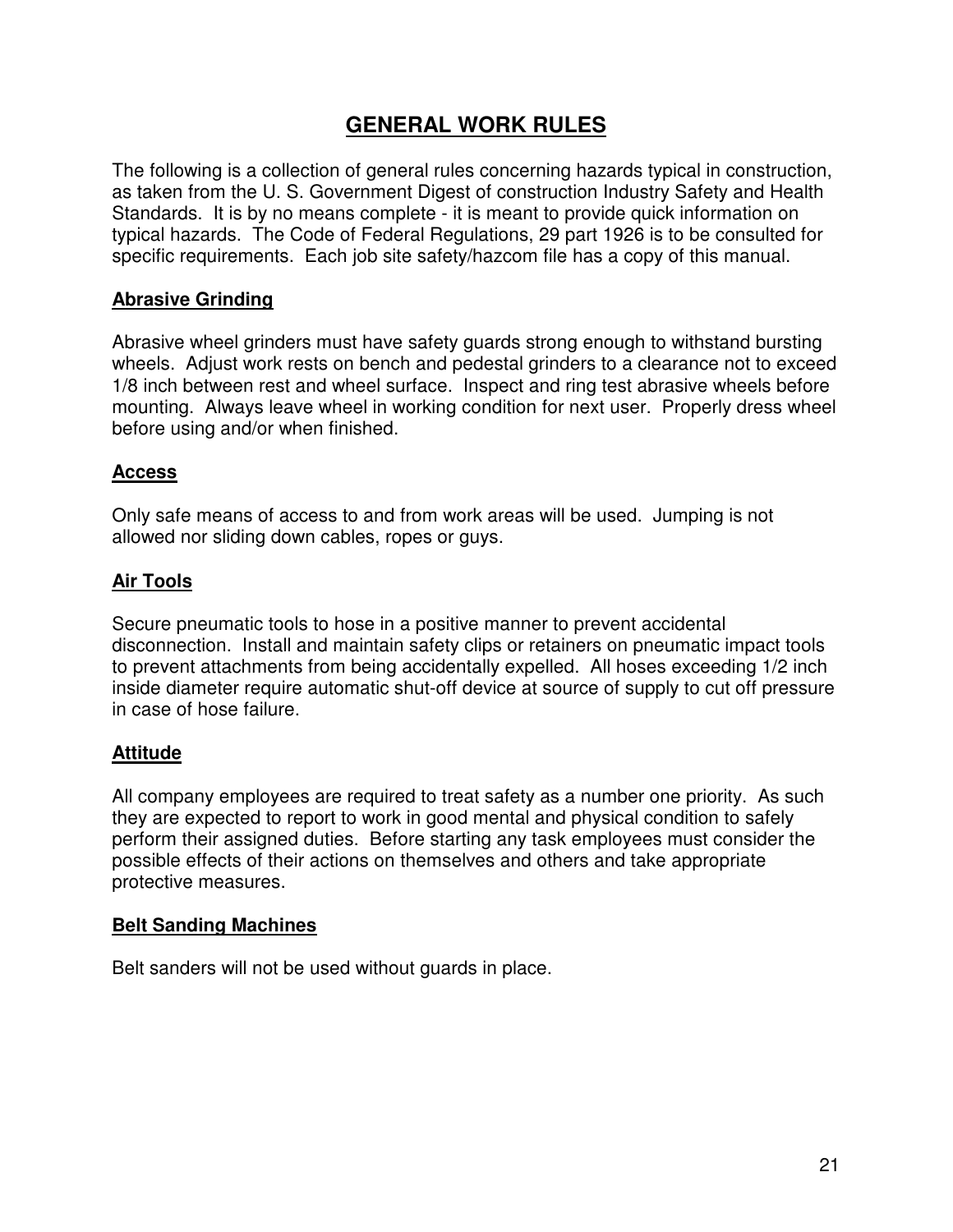# GENERAL WORK RULES

The following is a collection of general rules concerning hazards typical in construction, as taken from the U. S. Government Digest of construction Industry Safety and Health Standards. It is by no means complete - it is meant to provide quick information on typical hazards. The Code of Federal Regulations, 29 part 1926 is to be consulted for specific requirements. Each job site safety/hazcom file has a copy of this manual.

## Abrasive Grinding

Abrasive wheel grinders must have safety guards strong enough to withstand bursting wheels. Adjust work rests on bench and pedestal grinders to a clearance not to exceed 1/8 inch between rest and wheel surface. Inspect and ring test abrasive wheels before mounting. Always leave wheel in working condition for next user. Properly dress wheel before using and/or when finished.

## Access

Only safe means of access to and from work areas will be used. Jumping is not allowed nor sliding down cables, ropes or guys.

## Air Tools

Secure pneumatic tools to hose in a positive manner to prevent accidental disconnection. Install and maintain safety clips or retainers on pneumatic impact tools to prevent attachments from being accidentally expelled. All hoses exceeding 1/2 inch inside diameter require automatic shut-off device at source of supply to cut off pressure in case of hose failure.

## Attitude

All company employees are required to treat safety as a number one priority. As such they are expected to report to work in good mental and physical condition to safely perform their assigned duties. Before starting any task employees must consider the possible effects of their actions on themselves and others and take appropriate protective measures.

## Belt Sanding Machines

Belt sanders will not be used without guards in place.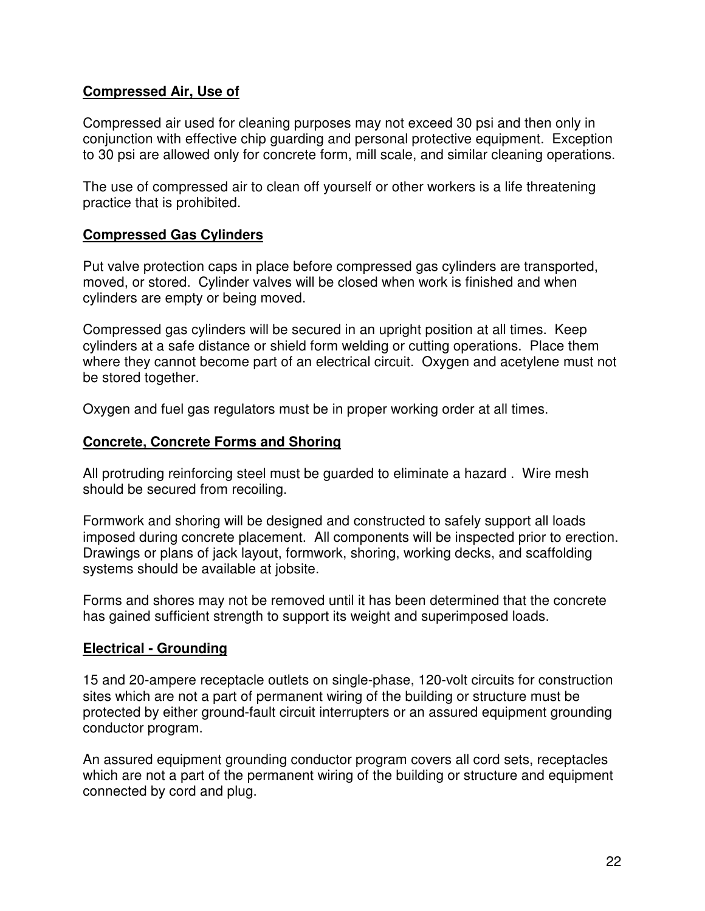**Compressed Air, Use of**

Compressed air used for cleaning purposes may not exceed 30 psi and then only in conjunction with effective chip guarding and personal protective equipment. Exception to 30 psi are allowed only for concrete form, mill scale, and similar cleaning operations.

The use of compressed air to clean off yourself or other workers is a life threatening practice that is prohibited.

**Compressed Gas Cylinders**

Put valve protection caps in place before compressed gas cylinders are transported, moved, or stored. Cylinder valves will be closed when work is finished and when cylinders are empty or being moved.

Compressed gas cylinders will be secured in an upright position at all times. Keep cylinders at a safe distance or shield form welding or cutting operations. Place them where they cannot become part of an electrical circuit. Oxygen and acetylene must not be stored together.

Oxygen and fuel gas regulators must be in proper working order at all times.

**Concrete, Concrete Forms and Shoring**

All protruding reinforcing steel must be guarded to eliminate a hazard . Wire mesh should be secured from recoiling.

Formwork and shoring will be designed and constructed to safely support all loads imposed during concrete placement. All components will be inspected prior to erection. Drawings or plans of jack layout, formwork, shoring, working decks, and scaffolding systems should be available at jobsite.

Forms and shores may not be removed until it has been determined that the concrete has gained sufficient strength to support its weight and superimposed loads.

**Electrical - Grounding**

15 and 20-ampere receptacle outlets on single-phase, 120-volt circuits for construction sites which are not a part of permanent wiring of the building or structure must be protected by either ground-fault circuit interrupters or an assured equipment grounding conductor program.

An assured equipment grounding conductor program covers all cord sets, receptacles which are not a part of the permanent wiring of the building or structure and equipment connected by cord and plug.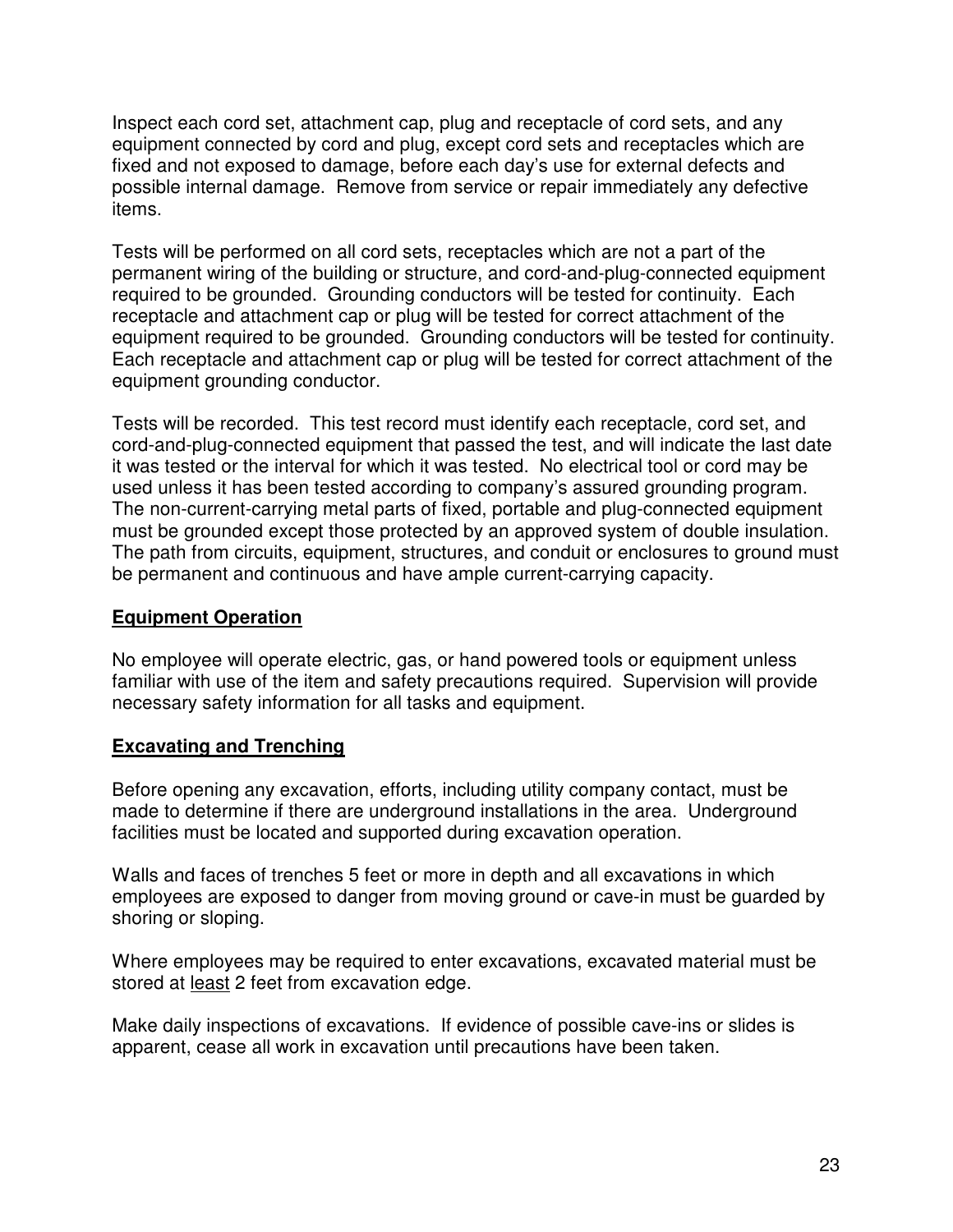Inspect each cord set, attachment cap, plug and receptacle of cord sets, and any equipment connected by cord and plug, except cord sets and receptacles which are fixed and not exposed to damage, before each day's use for external defects and possible internal damage. Remove from service or repair immediately any defective items.

Tests will be performed on all cord sets, receptacles which are not a part of the permanent wiring of the building or structure, and cord-and-plug-connected equipment required to be grounded. Grounding conductors will be tested for continuity. Each receptacle and attachment cap or plug will be tested for correct attachment of the equipment required to be grounded. Grounding conductors will be tested for continuity. Each receptacle and attachment cap or plug will be tested for correct attachment of the equipment grounding conductor.

Tests will be recorded. This test record must identify each receptacle, cord set, and cord-and-plug-connected equipment that passed the test, and will indicate the last date it was tested or the interval for which it was tested. No electrical tool or cord may be used unless it has been tested according to company's assured grounding program. The non-current-carrying metal parts of fixed, portable and plug-connected equipment must be grounded except those protected by an approved system of double insulation. The path from circuits, equipment, structures, and conduit or enclosures to ground must be permanent and continuous and have ample current-carrying capacity.

## Equipment Operation

No employee will operate electric, gas, or hand powered tools or equipment unless familiar with use of the item and safety precautions required. Supervision will provide necessary safety information for all tasks and equipment.

## Excavating and Trenching

Before opening any excavation, efforts, including utility company contact, must be made to determine if there are underground installations in the area. Underground facilities must be located and supported during excavation operation.

Walls and faces of trenches 5 feet or more in depth and all excavations in which employees are exposed to danger from moving ground or cave-in must be guarded by shoring or sloping.

Where employees may be required to enter excavations, excavated material must be stored at least 2 feet from excavation edge.

Make daily inspections of excavations. If evidence of possible cave-ins or slides is apparent, cease all work in excavation until precautions have been taken.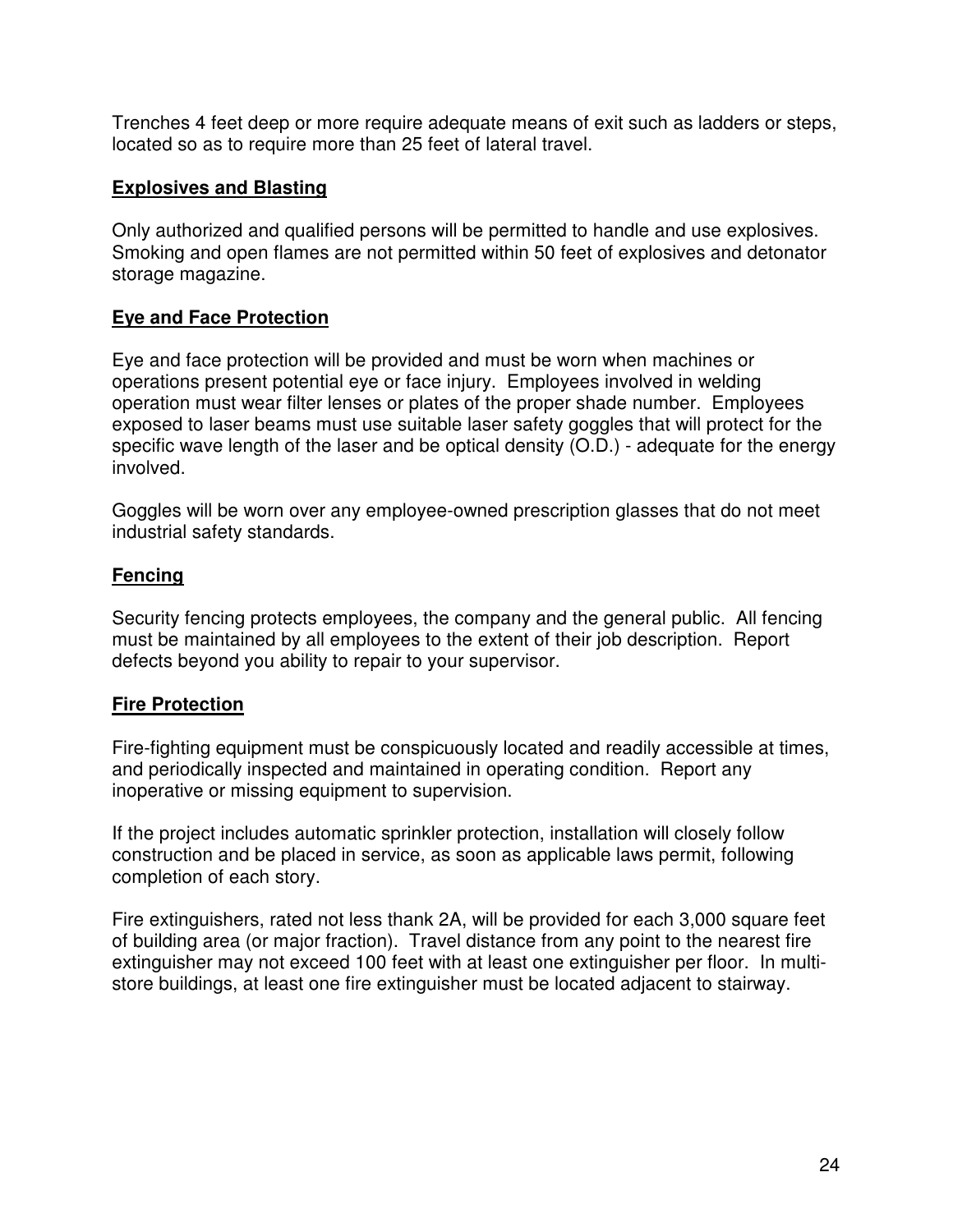Trenches 4 feet deep or more require adequate means of exit such as ladders or steps, located so as to require more than 25 feet of lateral travel.

## Explosives and Blasting

Only authorized and qualified persons will be permitted to handle and use explosives. Smoking and open flames are not permitted within 50 feet of explosives and detonator storage magazine.

## Eye and Face Protection

Eye and face protection will be provided and must be worn when machines or operations present potential eye or face injury. Employees involved in welding operation must wear filter lenses or plates of the proper shade number. Employees exposed to laser beams must use suitable laser safety goggles that will protect for the specific wave length of the laser and be optical density (O.D.) - adequate for the energy involved.

Goggles will be worn over any employee-owned prescription glasses that do not meet industrial safety standards.

## Fencing

Security fencing protects employees, the company and the general public. All fencing must be maintained by all employees to the extent of their job description. Report defects beyond you ability to repair to your supervisor.

## Fire Protection

Fire-fighting equipment must be conspicuously located and readily accessible at times, and periodically inspected and maintained in operating condition. Report any inoperative or missing equipment to supervision.

If the project includes automatic sprinkler protection, installation will closely follow construction and be placed in service, as soon as applicable laws permit, following completion of each story.

Fire extinguishers, rated not less thank 2A, will be provided for each 3,000 square feet of building area (or major fraction). Travel distance from any point to the nearest fire extinguisher may not exceed 100 feet with at least one extinguisher per floor. In multi-store buildings, at least one fire extinguisher must be located adjacent to stairway.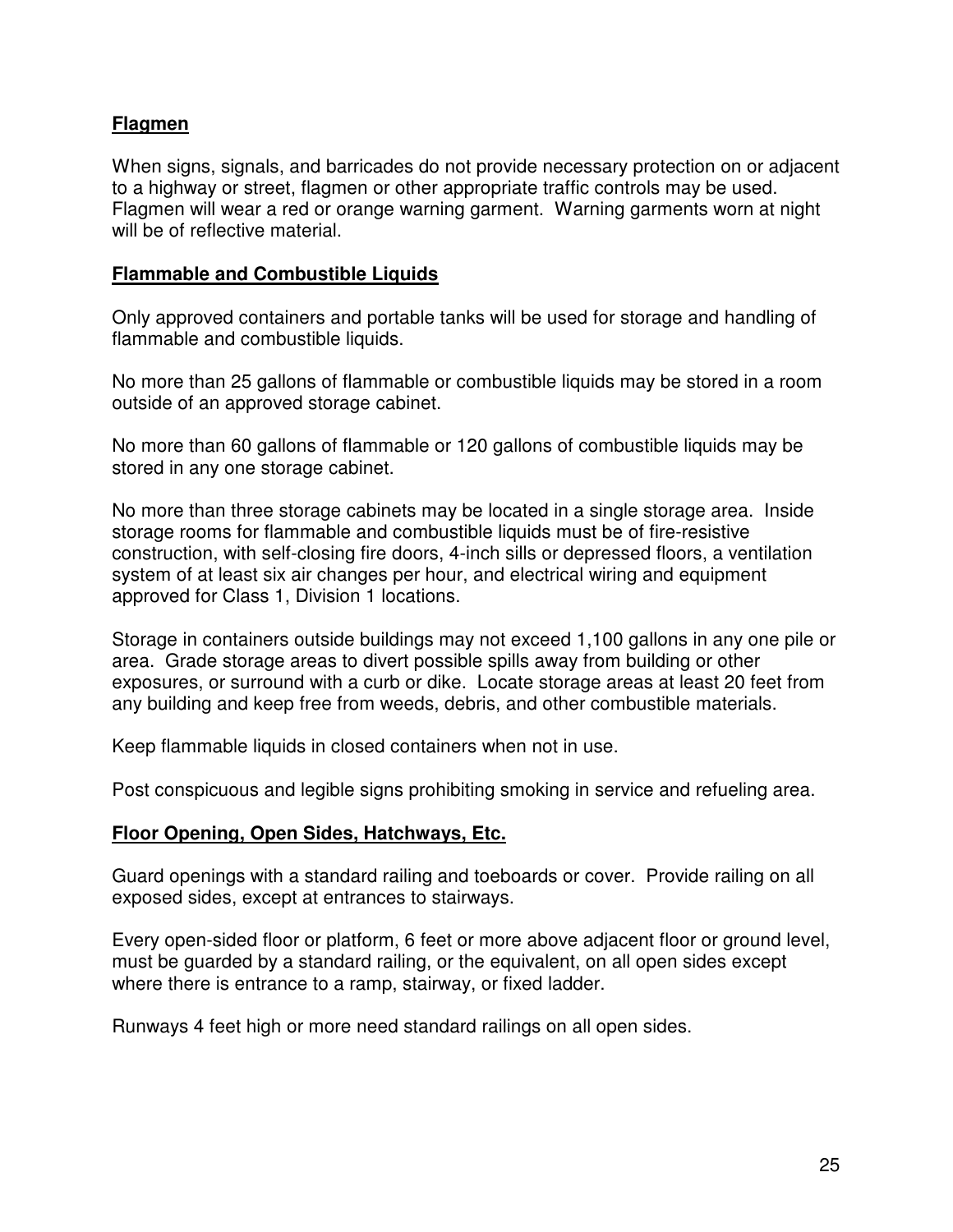**Flagmen**

When signs, signals, and barricades do not provide necessary protection on or adjacent to a highway or street, flagmen or other appropriate traffic controls may be used. Flagmen will wear a red or orange warning garment. Warning garments worn at night will be of reflective material.

**Flammable and Combustible Liquids**

Only approved containers and portable tanks will be used for storage and handling of flammable and combustible liquids.

No more than 25 gallons of flammable or combustible liquids may be stored in a room outside of an approved storage cabinet.

No more than 60 gallons of flammable or 120 gallons of combustible liquids may be stored in any one storage cabinet.

No more than three storage cabinets may be located in a single storage area. Inside storage rooms for flammable and combustible liquids must be of fire-resistive construction, with self-closing fire doors, 4-inch sills or depressed floors, a ventilation system of at least six air changes per hour, and electrical wiring and equipment approved for Class 1, Division 1 locations.

Storage in containers outside buildings may not exceed 1,100 gallons in any one pile or area. Grade storage areas to divert possible spills away from building or other exposures, or surround with a curb or dike. Locate storage areas at least 20 feet from any building and keep free from weeds, debris, and other combustible materials.

Keep flammable liquids in closed containers when not in use.

Post conspicuous and legible signs prohibiting smoking in service and refueling area.

**Floor Opening, Open Sides, Hatchways, Etc.**

Guard openings with a standard railing and toeboards or cover. Provide railing on all exposed sides, except at entrances to stairways.

Every open-sided floor or platform, 6 feet or more above adjacent floor or ground level, must be guarded by a standard railing, or the equivalent, on all open sides except where there is entrance to a ramp, stairway, or fixed ladder.

Runways 4 feet high or more need standard railings on all open sides.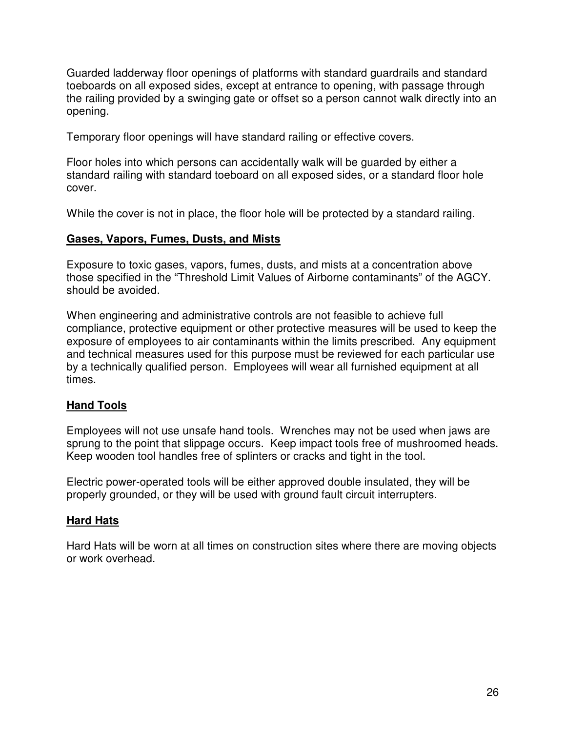Guarded ladderway floor openings of platforms with standard guardrails and standard toeboards on all exposed sides, except at entrance to opening, with passage through the railing provided by a swinging gate or offset so a person cannot walk directly into an opening.

Temporary floor openings will have standard railing or effective covers.

Floor holes into which persons can accidentally walk will be guarded by either a standard railing with standard toeboard on all exposed sides, or a standard floor hole cover.

While the cover is not in place, the floor hole will be protected by a standard railing.

**Gases, Vapors, Fumes, Dusts, and Mists**

Exposure to toxic gases, vapors, fumes, dusts, and mists at a concentration above those specified in the "Threshold Limit Values of Airborne contaminants" of the AGCY. should be avoided.

When engineering and administrative controls are not feasible to achieve full compliance, protective equipment or other protective measures will be used to keep the exposure of employees to air contaminants within the limits prescribed. Any equipment and technical measures used for this purpose must be reviewed for each particular use by a technically qualified person. Employees will wear all furnished equipment at all times.

**Hand Tools**

Employees will not use unsafe hand tools. Wrenches may not be used when jaws are sprung to the point that slippage occurs. Keep impact tools free of mushroomed heads. Keep wooden tool handles free of splinters or cracks and tight in the tool.

Electric power-operated tools will be either approved double insulated, they will be properly grounded, or they will be used with ground fault circuit interrupters.

**Hard Hats**

Hard Hats will be worn at all times on construction sites where there are moving objects or work overhead.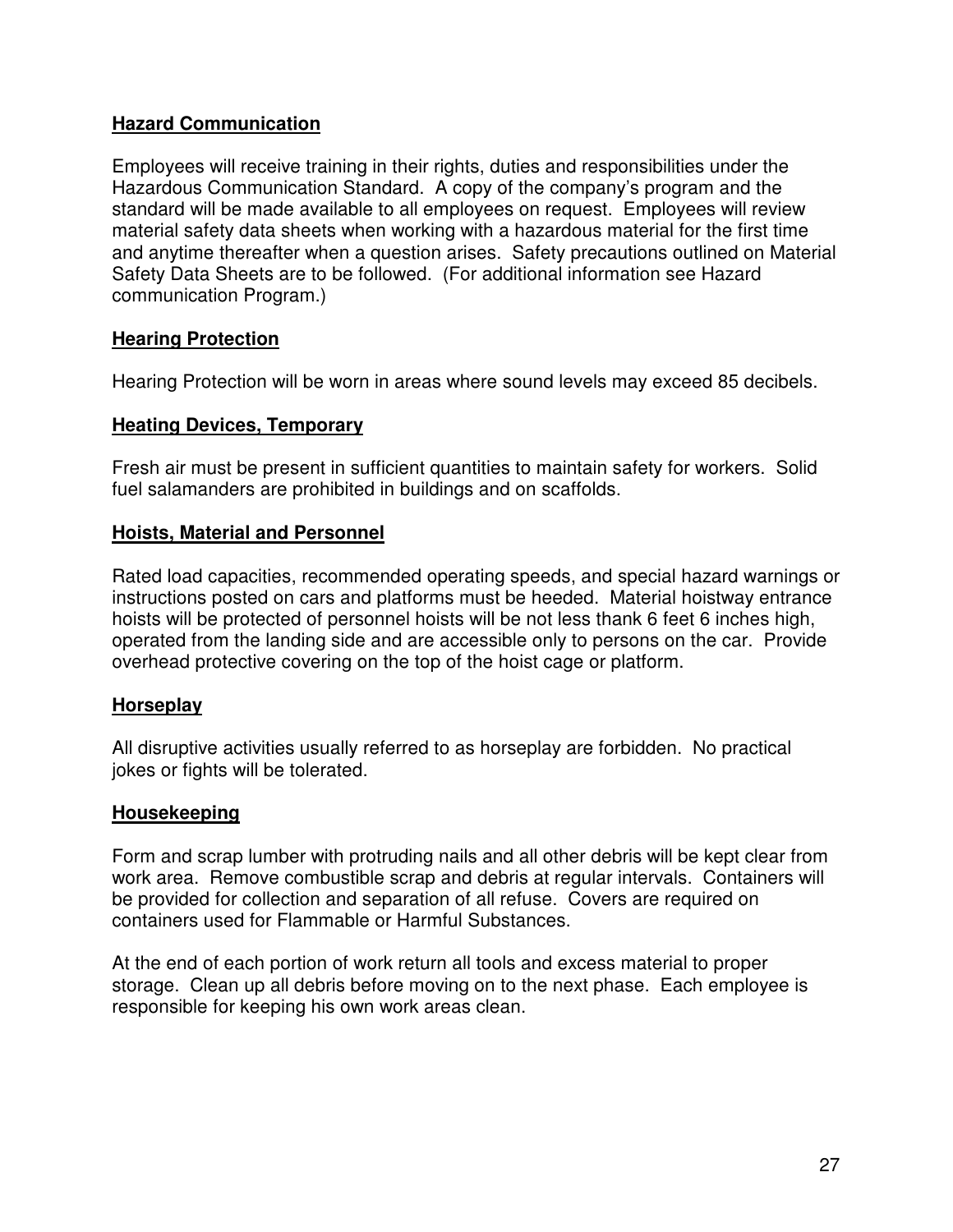## Hazard Communication

Employees will receive training in their rights, duties and responsibilities under the Hazardous Communication Standard. A copy of the company's program and the standard will be made available to all employees on request. Employees will review material safety data sheets when working with a hazardous material for the first time and anytime thereafter when a question arises. Safety precautions outlined on Material Safety Data Sheets are to be followed. (For additional information see Hazard communication Program.)

## Hearing Protection

Hearing Protection will be worn in areas where sound levels may exceed 85 decibels.

## Heating Devices, Temporary

Fresh air must be present in sufficient quantities to maintain safety for workers. Solid fuel salamanders are prohibited in buildings and on scaffolds.

## Hoists, Material and Personnel

Rated load capacities, recommended operating speeds, and special hazard warnings or instructions posted on cars and platforms must be heeded. Material hoistway entrance hoists will be protected of personnel hoists will be not less thank 6 feet 6 inches high, operated from the landing side and are accessible only to persons on the car. Provide overhead protective covering on the top of the hoist cage or platform.

## Horseplay

All disruptive activities usually referred to as horseplay are forbidden. No practical jokes or fights will be tolerated.

## Housekeeping

Form and scrap lumber with protruding nails and all other debris will be kept clear from work area. Remove combustible scrap and debris at regular intervals. Containers will be provided for collection and separation of all refuse. Covers are required on containers used for Flammable or Harmful Substances.

At the end of each portion of work return all tools and excess material to proper storage. Clean up all debris before moving on to the next phase. Each employee is responsible for keeping his own work areas clean.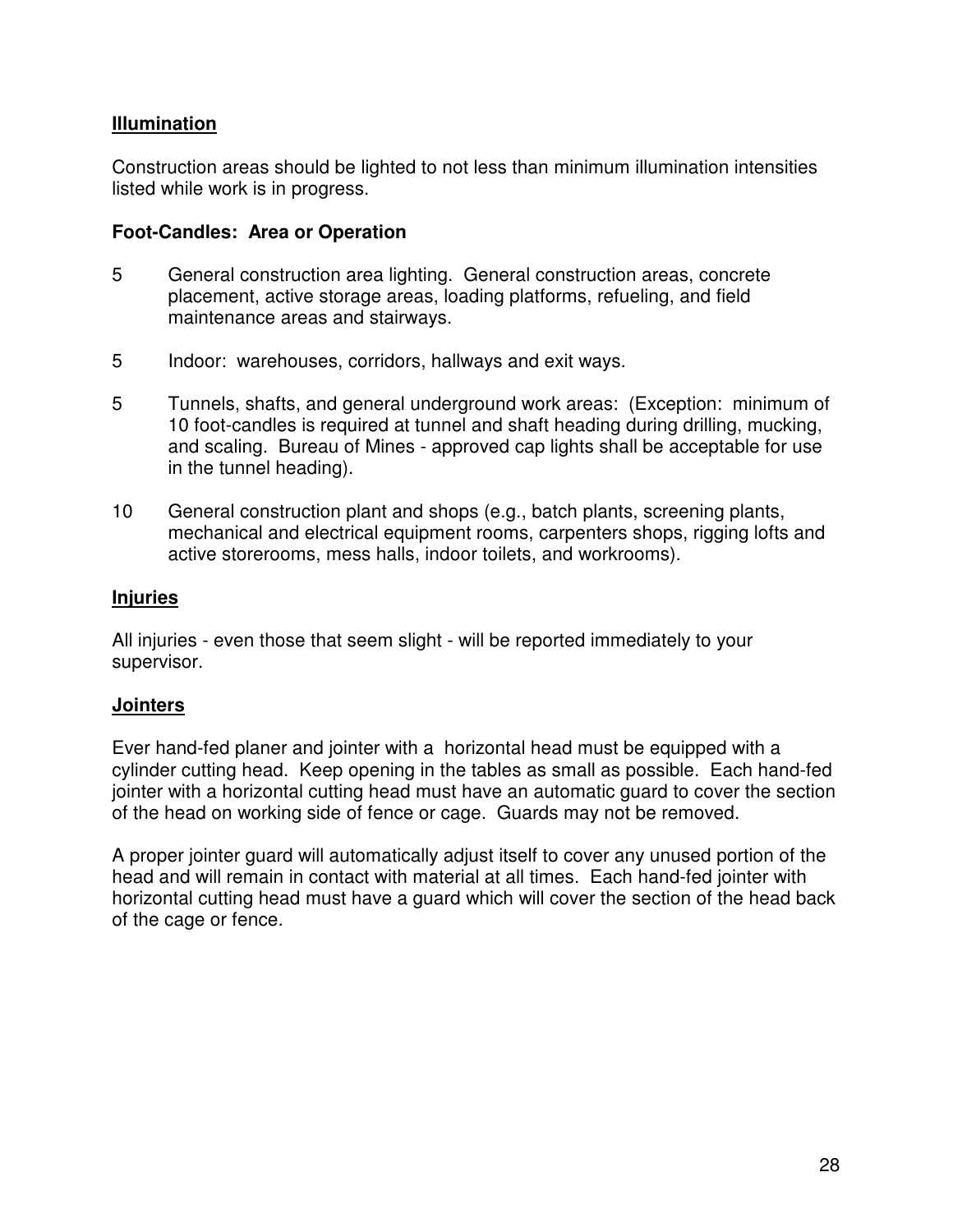## Illumination

Construction areas should be lighted to not less than minimum illumination intensities listed while work is in progress.

**Foot-Candles: Area or Operation**

5 General construction area lighting. General construction areas, concrete placement, active storage areas, loading platforms, refueling, and field maintenance areas and stairways.

5 Indoor: warehouses, corridors, hallways and exit ways.

5 Tunnels, shafts, and general underground work areas: (Exception: minimum of 10 foot-candles is required at tunnel and shaft heading during drilling, mucking, and scaling. Bureau of Mines - approved cap lights shall be acceptable for use in the tunnel heading).

10 General construction plant and shops (e.g., batch plants, screening plants, mechanical and electrical equipment rooms, carpenters shops, rigging lofts and active storerooms, mess halls, indoor toilets, and workrooms).

## Injuries

All injuries - even those that seem slight - will be reported immediately to your supervisor.

## Jointers

Ever hand-fed planer and jointer with a horizontal head must be equipped with a cylinder cutting head. Keep opening in the tables as small as possible. Each hand-fed jointer with a horizontal cutting head must have an automatic guard to cover the section of the head on working side of fence or cage. Guards may not be removed.

A proper jointer guard will automatically adjust itself to cover any unused portion of the head and will remain in contact with material at all times. Each hand-fed jointer with horizontal cutting head must have a guard which will cover the section of the head back of the cage or fence.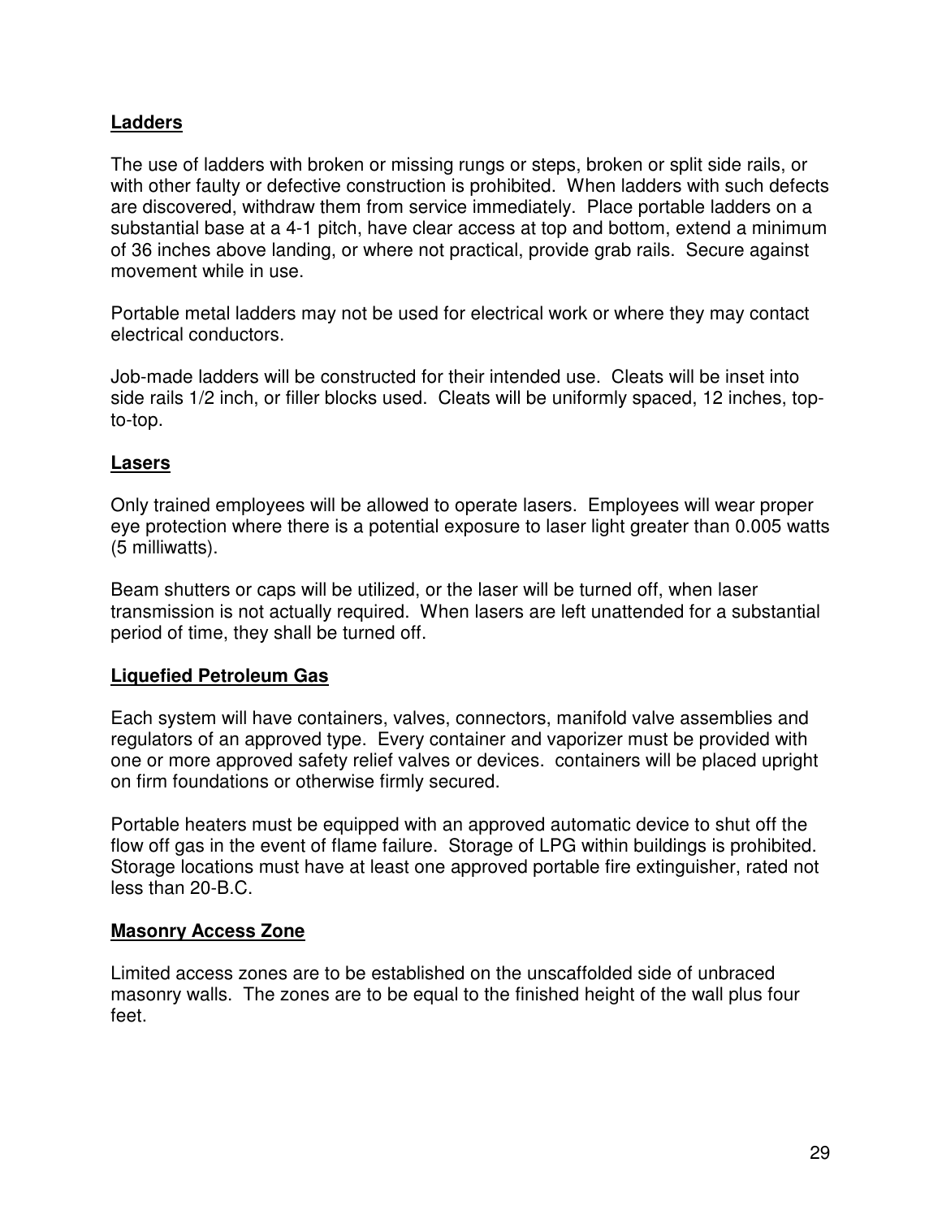**Ladders**

The use of ladders with broken or missing rungs or steps, broken or split side rails, or with other faulty or defective construction is prohibited. When ladders with such defects are discovered, withdraw them from service immediately. Place portable ladders on a substantial base at a 4-1 pitch, have clear access at top and bottom, extend a minimum of 36 inches above landing, or where not practical, provide grab rails. Secure against movement while in use.

Portable metal ladders may not be used for electrical work or where they may contact electrical conductors.

Job-made ladders will be constructed for their intended use. Cleats will be inset into side rails 1/2 inch, or filler blocks used. Cleats will be uniformly spaced, 12 inches, top-to-top.

**Lasers**

Only trained employees will be allowed to operate lasers. Employees will wear proper eye protection where there is a potential exposure to laser light greater than 0.005 watts (5 milliwatts).

Beam shutters or caps will be utilized, or the laser will be turned off, when laser transmission is not actually required. When lasers are left unattended for a substantial period of time, they shall be turned off.

**Liquefied Petroleum Gas**

Each system will have containers, valves, connectors, manifold valve assemblies and regulators of an approved type. Every container and vaporizer must be provided with one or more approved safety relief valves or devices. containers will be placed upright on firm foundations or otherwise firmly secured.

Portable heaters must be equipped with an approved automatic device to shut off the flow off gas in the event of flame failure. Storage of LPG within buildings is prohibited. Storage locations must have at least one approved portable fire extinguisher, rated not less than 20-B.C.

**Masonry Access Zone**

Limited access zones are to be established on the unscaffolded side of unbraced masonry walls. The zones are to be equal to the finished height of the wall plus four feet.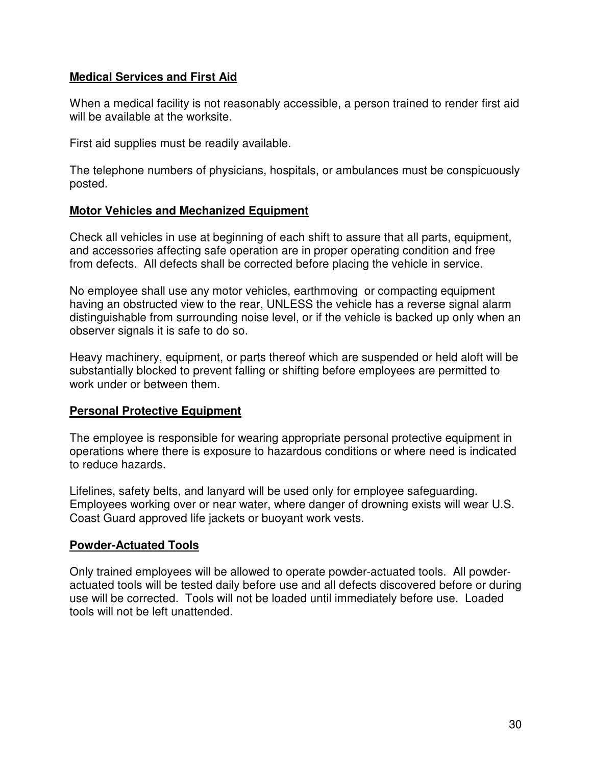**Medical Services and First Aid**

When a medical facility is not reasonably accessible, a person trained to render first aid will be available at the worksite.

First aid supplies must be readily available.

The telephone numbers of physicians, hospitals, or ambulances must be conspicuously posted.

**Motor Vehicles and Mechanized Equipment**

Check all vehicles in use at beginning of each shift to assure that all parts, equipment, and accessories affecting safe operation are in proper operating condition and free from defects. All defects shall be corrected before placing the vehicle in service.

No employee shall use any motor vehicles, earthmoving or compacting equipment having an obstructed view to the rear, UNLESS the vehicle has a reverse signal alarm distinguishable from surrounding noise level, or if the vehicle is backed up only when an observer signals it is safe to do so.

Heavy machinery, equipment, or parts thereof which are suspended or held aloft will be substantially blocked to prevent falling or shifting before employees are permitted to work under or between them.

**Personal Protective Equipment**

The employee is responsible for wearing appropriate personal protective equipment in operations where there is exposure to hazardous conditions or where need is indicated to reduce hazards.

Lifelines, safety belts, and lanyard will be used only for employee safeguarding. Employees working over or near water, where danger of drowning exists will wear U.S. Coast Guard approved life jackets or buoyant work vests.

**Powder-Actuated Tools**

Only trained employees will be allowed to operate powder-actuated tools. All powder-actuated tools will be tested daily before use and all defects discovered before or during use will be corrected. Tools will not be loaded until immediately before use. Loaded tools will not be left unattended.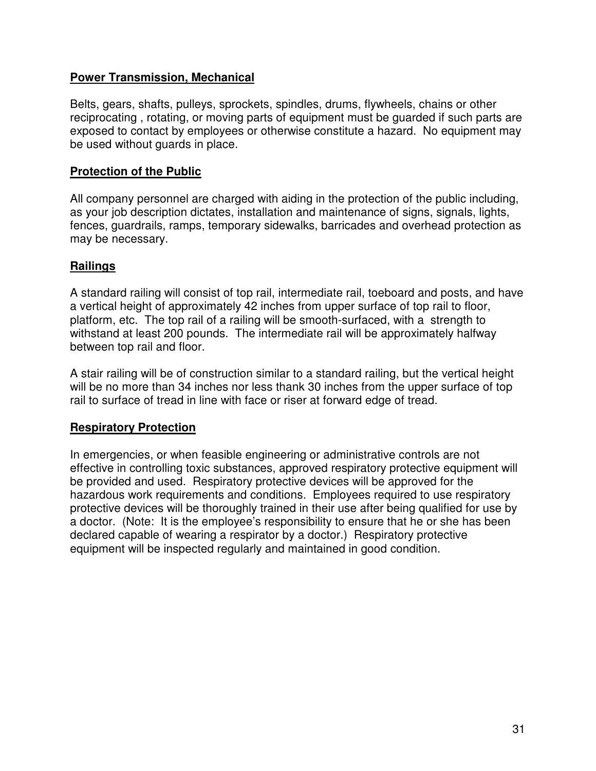**Power Transmission, Mechanical**

Belts, gears, shafts, pulleys, sprockets, spindles, drums, flywheels, chains or other reciprocating , rotating, or moving parts of equipment must be guarded if such parts are exposed to contact by employees or otherwise constitute a hazard. No equipment may be used without guards in place.

**Protection of the Public**

All company personnel are charged with aiding in the protection of the public including, as your job description dictates, installation and maintenance of signs, signals, lights, fences, guardrails, ramps, temporary sidewalks, barricades and overhead protection as may be necessary.

**Railings**

A standard railing will consist of top rail, intermediate rail, toeboard and posts, and have a vertical height of approximately 42 inches from upper surface of top rail to floor, platform, etc. The top rail of a railing will be smooth-surfaced, with a strength to withstand at least 200 pounds. The intermediate rail will be approximately halfway between top rail and floor.

A stair railing will be of construction similar to a standard railing, but the vertical height will be no more than 34 inches nor less thank 30 inches from the upper surface of top rail to surface of tread in line with face or riser at forward edge of tread.

**Respiratory Protection**

In emergencies, or when feasible engineering or administrative controls are not effective in controlling toxic substances, approved respiratory protective equipment will be provided and used. Respiratory protective devices will be approved for the hazardous work requirements and conditions. Employees required to use respiratory protective devices will be thoroughly trained in their use after being qualified for use by a doctor. (Note: It is the employee's responsibility to ensure that he or she has been declared capable of wearing a respirator by a doctor.) Respiratory protective equipment will be inspected regularly and maintained in good condition.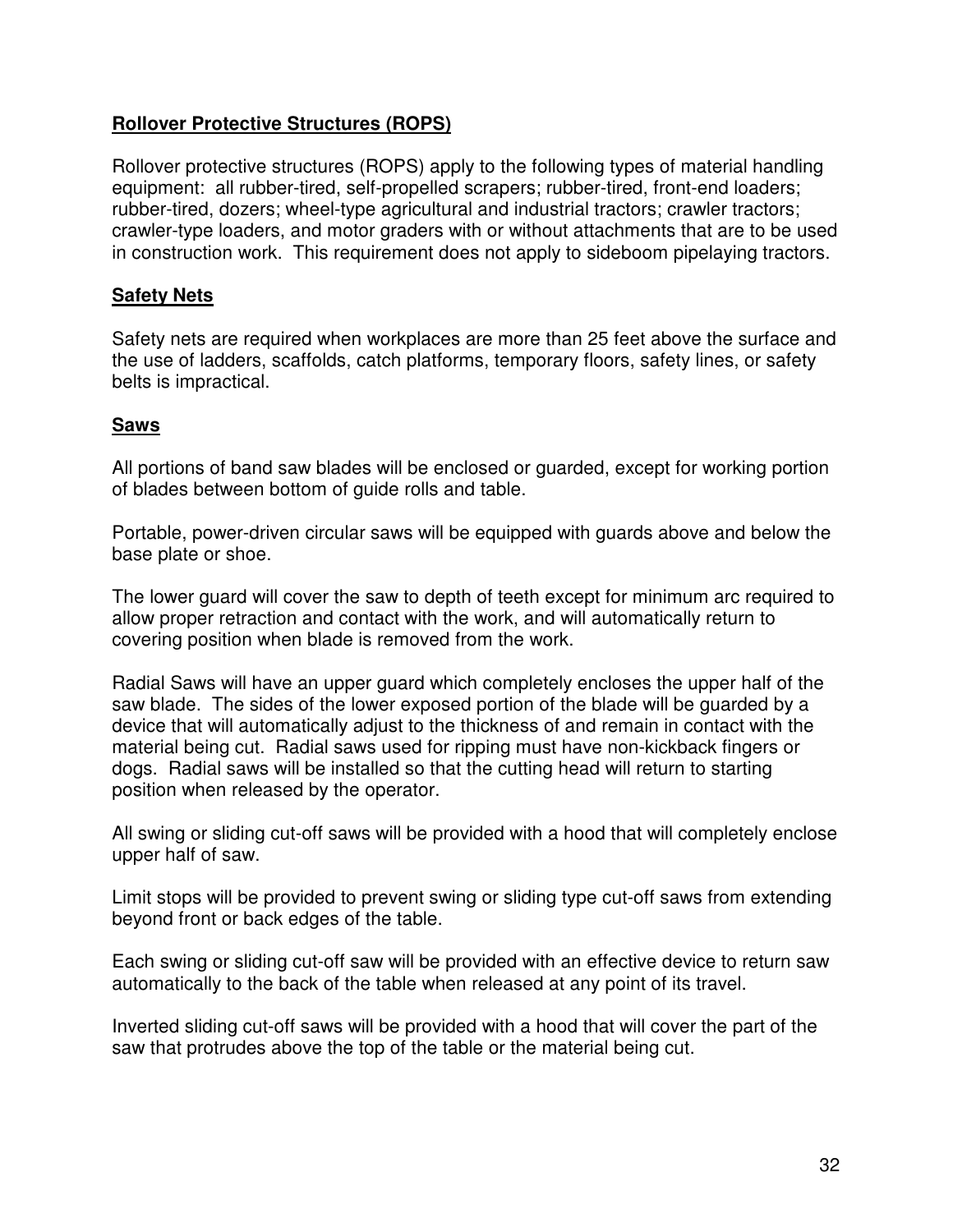**Rollover Protective Structures (ROPS)**

Rollover protective structures (ROPS) apply to the following types of material handling equipment: all rubber-tired, self-propelled scrapers; rubber-tired, front-end loaders; rubber-tired, dozers; wheel-type agricultural and industrial tractors; crawler tractors; crawler-type loaders, and motor graders with or without attachments that are to be used in construction work. This requirement does not apply to sideboom pipelaying tractors.

**Safety Nets**

Safety nets are required when workplaces are more than 25 feet above the surface and the use of ladders, scaffolds, catch platforms, temporary floors, safety lines, or safety belts is impractical.

**Saws**

All portions of band saw blades will be enclosed or guarded, except for working portion of blades between bottom of guide rolls and table.

Portable, power-driven circular saws will be equipped with guards above and below the base plate or shoe.

The lower guard will cover the saw to depth of teeth except for minimum arc required to allow proper retraction and contact with the work, and will automatically return to covering position when blade is removed from the work.

Radial Saws will have an upper guard which completely encloses the upper half of the saw blade. The sides of the lower exposed portion of the blade will be guarded by a device that will automatically adjust to the thickness of and remain in contact with the material being cut. Radial saws used for ripping must have non-kickback fingers or dogs. Radial saws will be installed so that the cutting head will return to starting position when released by the operator.

All swing or sliding cut-off saws will be provided with a hood that will completely enclose upper half of saw.

Limit stops will be provided to prevent swing or sliding type cut-off saws from extending beyond front or back edges of the table.

Each swing or sliding cut-off saw will be provided with an effective device to return saw automatically to the back of the table when released at any point of its travel.

Inverted sliding cut-off saws will be provided with a hood that will cover the part of the saw that protrudes above the top of the table or the material being cut.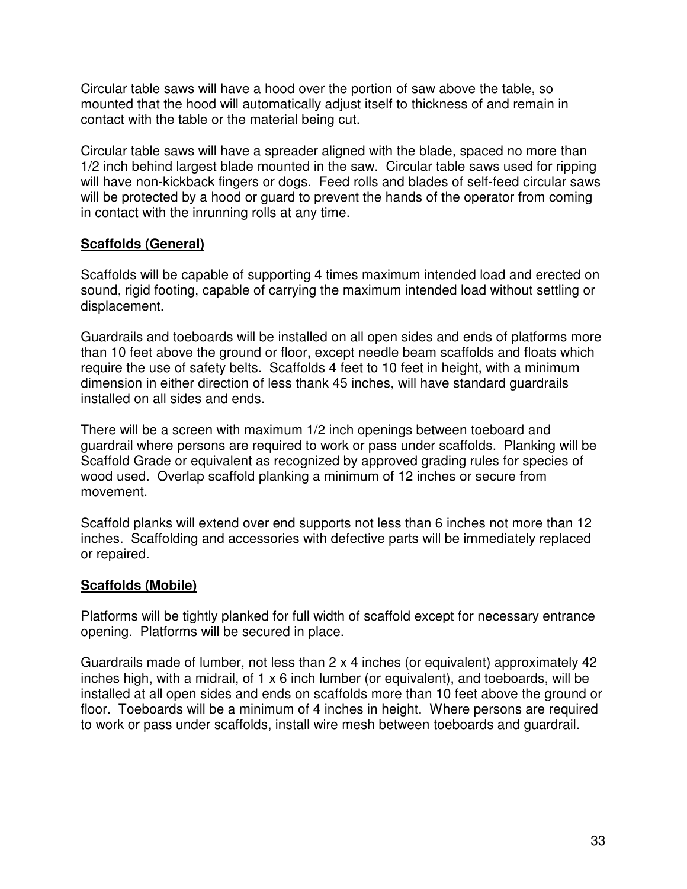Circular table saws will have a hood over the portion of saw above the table, so mounted that the hood will automatically adjust itself to thickness of and remain in contact with the table or the material being cut.

Circular table saws will have a spreader aligned with the blade, spaced no more than 1/2 inch behind largest blade mounted in the saw. Circular table saws used for ripping will have non-kickback fingers or dogs. Feed rolls and blades of self-feed circular saws will be protected by a hood or guard to prevent the hands of the operator from coming in contact with the inrunning rolls at any time.

**Scaffolds (General)**

Scaffolds will be capable of supporting 4 times maximum intended load and erected on sound, rigid footing, capable of carrying the maximum intended load without settling or displacement.

Guardrails and toeboards will be installed on all open sides and ends of platforms more than 10 feet above the ground or floor, except needle beam scaffolds and floats which require the use of safety belts. Scaffolds 4 feet to 10 feet in height, with a minimum dimension in either direction of less thank 45 inches, will have standard guardrails installed on all sides and ends.

There will be a screen with maximum 1/2 inch openings between toeboard and guardrail where persons are required to work or pass under scaffolds. Planking will be Scaffold Grade or equivalent as recognized by approved grading rules for species of wood used. Overlap scaffold planking a minimum of 12 inches or secure from movement.

Scaffold planks will extend over end supports not less than 6 inches not more than 12 inches. Scaffolding and accessories with defective parts will be immediately replaced or repaired.

**Scaffolds (Mobile)**

Platforms will be tightly planked for full width of scaffold except for necessary entrance opening. Platforms will be secured in place.

Guardrails made of lumber, not less than 2 x 4 inches (or equivalent) approximately 42 inches high, with a midrail, of 1 x 6 inch lumber (or equivalent), and toeboards, will be installed at all open sides and ends on scaffolds more than 10 feet above the ground or floor. Toeboards will be a minimum of 4 inches in height. Where persons are required to work or pass under scaffolds, install wire mesh between toeboards and guardrail.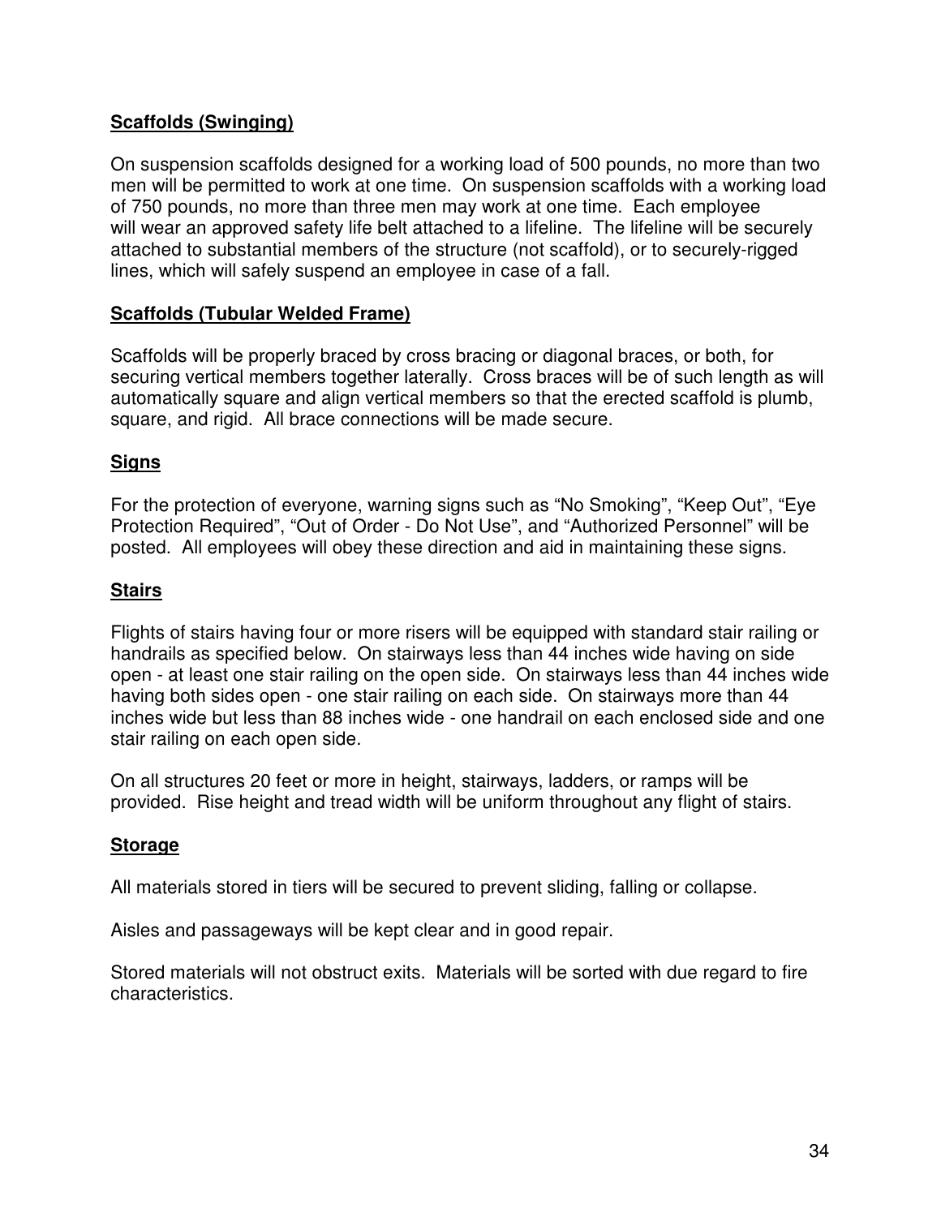**Scaffolds (Swinging)**

On suspension scaffolds designed for a working load of 500 pounds, no more than two men will be permitted to work at one time. On suspension scaffolds with a working load of 750 pounds, no more than three men may work at one time. Each employee will wear an approved safety life belt attached to a lifeline. The lifeline will be securely attached to substantial members of the structure (not scaffold), or to securely-rigged lines, which will safely suspend an employee in case of a fall.

**Scaffolds (Tubular Welded Frame)**

Scaffolds will be properly braced by cross bracing or diagonal braces, or both, for securing vertical members together laterally. Cross braces will be of such length as will automatically square and align vertical members so that the erected scaffold is plumb, square, and rigid. All brace connections will be made secure.

**Signs**

For the protection of everyone, warning signs such as "No Smoking", "Keep Out", "Eye Protection Required", "Out of Order - Do Not Use", and "Authorized Personnel" will be posted. All employees will obey these direction and aid in maintaining these signs.

**Stairs**

Flights of stairs having four or more risers will be equipped with standard stair railing or handrails as specified below. On stairways less than 44 inches wide having on side open - at least one stair railing on the open side. On stairways less than 44 inches wide having both sides open - one stair railing on each side. On stairways more than 44 inches wide but less than 88 inches wide - one handrail on each enclosed side and one stair railing on each open side.

On all structures 20 feet or more in height, stairways, ladders, or ramps will be provided. Rise height and tread width will be uniform throughout any flight of stairs.

**Storage**

All materials stored in tiers will be secured to prevent sliding, falling or collapse.

Aisles and passageways will be kept clear and in good repair.

Stored materials will not obstruct exits. Materials will be sorted with due regard to fire characteristics.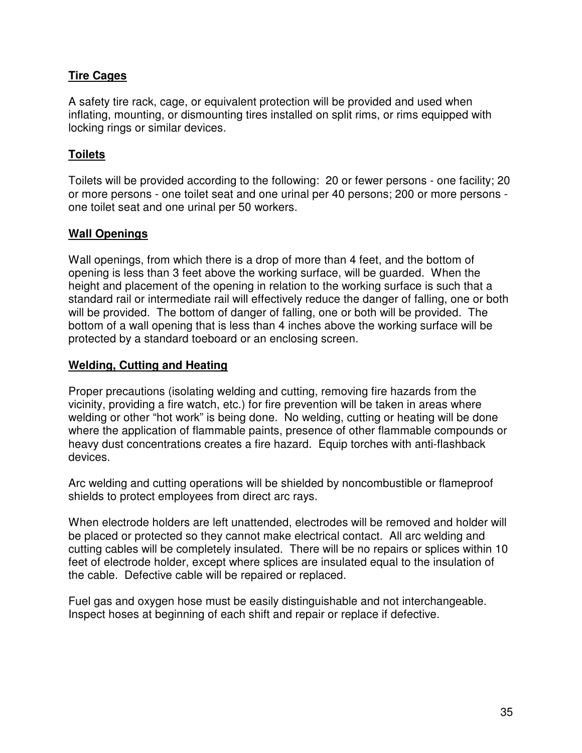### **Tire Cages**

A safety tire rack, cage, or equivalent protection will be provided and used when inflating, mounting, or dismounting tires installed on split rims, or rims equipped with locking rings or similar devices.

### **Toilets**

Toilets will be provided according to the following: 20 or fewer persons - one facility; 20 or more persons - one toilet seat and one urinal per 40 persons; 200 or more persons - one toilet seat and one urinal per 50 workers.

### **Wall Openings**

Wall openings, from which there is a drop of more than 4 feet, and the bottom of opening is less than 3 feet above the working surface, will be guarded. When the height and placement of the opening in relation to the working surface is such that a standard rail or intermediate rail will effectively reduce the danger of falling, one or both will be provided. The bottom of danger of falling, one or both will be provided. The bottom of a wall opening that is less than 4 inches above the working surface will be protected by a standard toeboard or an enclosing screen.

### **Welding, Cutting and Heating**

Proper precautions (isolating welding and cutting, removing fire hazards from the vicinity, providing a fire watch, etc.) for fire prevention will be taken in areas where welding or other "hot work" is being done. No welding, cutting or heating will be done where the application of flammable paints, presence of other flammable compounds or heavy dust concentrations creates a fire hazard. Equip torches with anti-flashback devices.

Arc welding and cutting operations will be shielded by noncombustible or flameproof shields to protect employees from direct arc rays.

When electrode holders are left unattended, electrodes will be removed and holder will be placed or protected so they cannot make electrical contact. All arc welding and cutting cables will be completely insulated. There will be no repairs or splices within 10 feet of electrode holder, except where splices are insulated equal to the insulation of the cable. Defective cable will be repaired or replaced.

Fuel gas and oxygen hose must be easily distinguishable and not interchangeable. Inspect hoses at beginning of each shift and repair or replace if defective.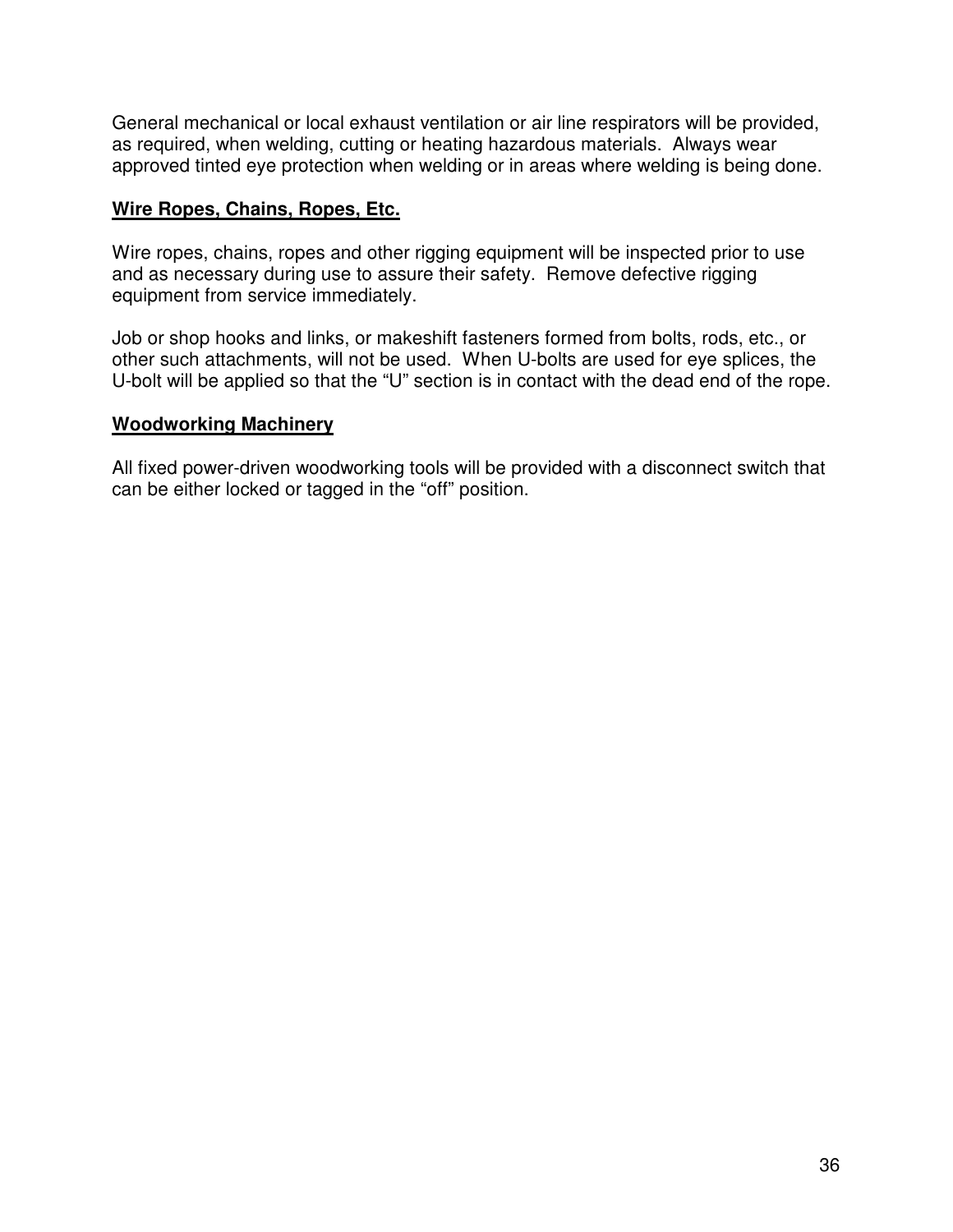General mechanical or local exhaust ventilation or air line respirators will be provided, as required, when welding, cutting or heating hazardous materials. Always wear approved tinted eye protection when welding or in areas where welding is being done.

**Wire Ropes, Chains, Ropes, Etc.**

Wire ropes, chains, ropes and other rigging equipment will be inspected prior to use and as necessary during use to assure their safety. Remove defective rigging equipment from service immediately.

Job or shop hooks and links, or makeshift fasteners formed from bolts, rods, etc., or other such attachments, will not be used. When U-bolts are used for eye splices, the U-bolt will be applied so that the “U” section is in contact with the dead end of the rope.

**Woodworking Machinery**

All fixed power-driven woodworking tools will be provided with a disconnect switch that can be either locked or tagged in the “off” position.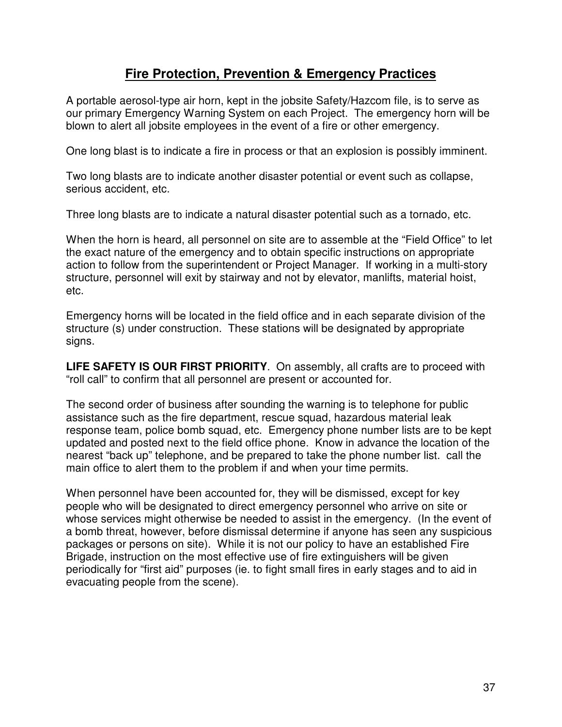## Fire Protection, Prevention & Emergency Practices

A portable aerosol-type air horn, kept in the jobsite Safety/Hazcom file, is to serve as our primary Emergency Warning System on each Project. The emergency horn will be blown to alert all jobsite employees in the event of a fire or other emergency.

One long blast is to indicate a fire in process or that an explosion is possibly imminent.

Two long blasts are to indicate another disaster potential or event such as collapse, serious accident, etc.

Three long blasts are to indicate a natural disaster potential such as a tornado, etc.

When the horn is heard, all personnel on site are to assemble at the “Field Office” to let the exact nature of the emergency and to obtain specific instructions on appropriate action to follow from the superintendent or Project Manager. If working in a multi-story structure, personnel will exit by stairway and not by elevator, manlifts, material hoist, etc.

Emergency horns will be located in the field office and in each separate division of the structure (s) under construction. These stations will be designated by appropriate signs.

**LIFE SAFETY IS OUR FIRST PRIORITY**. On assembly, all crafts are to proceed with “roll call” to confirm that all personnel are present or accounted for.

The second order of business after sounding the warning is to telephone for public assistance such as the fire department, rescue squad, hazardous material leak response team, police bomb squad, etc. Emergency phone number lists are to be kept updated and posted next to the field office phone. Know in advance the location of the nearest “back up” telephone, and be prepared to take the phone number list. call the main office to alert them to the problem if and when your time permits.

When personnel have been accounted for, they will be dismissed, except for key people who will be designated to direct emergency personnel who arrive on site or whose services might otherwise be needed to assist in the emergency. (In the event of a bomb threat, however, before dismissal determine if anyone has seen any suspicious packages or persons on site). While it is not our policy to have an established Fire Brigade, instruction on the most effective use of fire extinguishers will be given periodically for “first aid” purposes (ie. to fight small fires in early stages and to aid in evacuating people from the scene).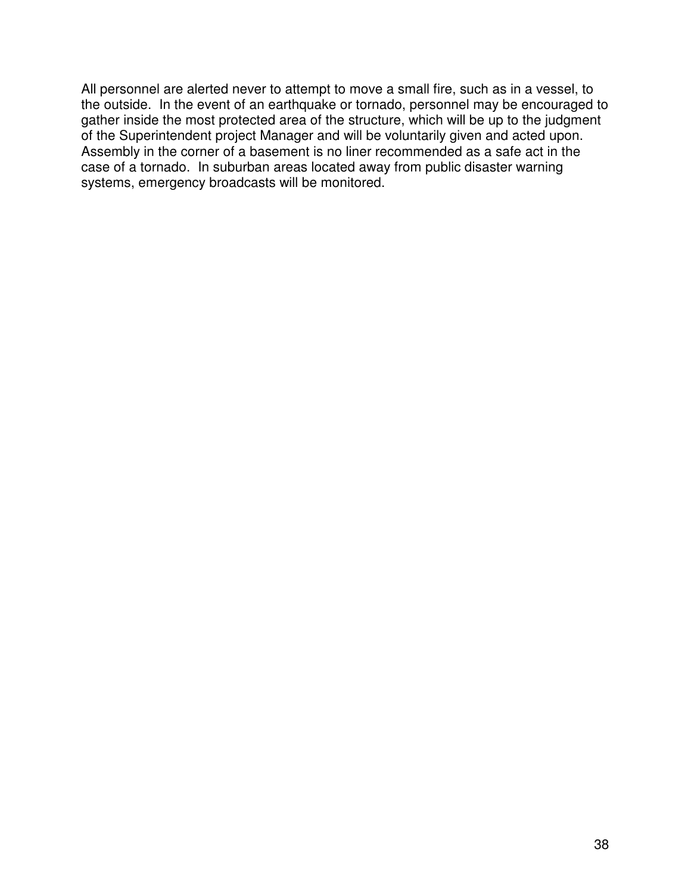All personnel are alerted never to attempt to move a small fire, such as in a vessel, to the outside. In the event of an earthquake or tornado, personnel may be encouraged to gather inside the most protected area of the structure, which will be up to the judgment of the Superintendent project Manager and will be voluntarily given and acted upon. Assembly in the corner of a basement is no liner recommended as a safe act in the case of a tornado. In suburban areas located away from public disaster warning systems, emergency broadcasts will be monitored.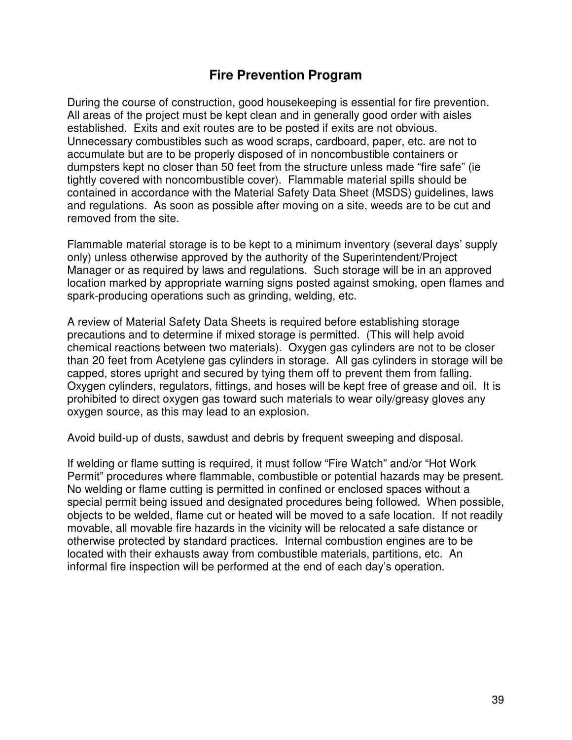## Fire Prevention Program

During the course of construction, good housekeeping is essential for fire prevention. All areas of the project must be kept clean and in generally good order with aisles established. Exits and exit routes are to be posted if exits are not obvious. Unnecessary combustibles such as wood scraps, cardboard, paper, etc. are not to accumulate but are to be properly disposed of in noncombustible containers or dumpsters kept no closer than 50 feet from the structure unless made "fire safe" (ie tightly covered with noncombustible cover). Flammable material spills should be contained in accordance with the Material Safety Data Sheet (MSDS) guidelines, laws and regulations. As soon as possible after moving on a site, weeds are to be cut and removed from the site.

Flammable material storage is to be kept to a minimum inventory (several days' supply only) unless otherwise approved by the authority of the Superintendent/Project Manager or as required by laws and regulations. Such storage will be in an approved location marked by appropriate warning signs posted against smoking, open flames and spark-producing operations such as grinding, welding, etc.

A review of Material Safety Data Sheets is required before establishing storage precautions and to determine if mixed storage is permitted. (This will help avoid chemical reactions between two materials). Oxygen gas cylinders are not to be closer than 20 feet from Acetylene gas cylinders in storage. All gas cylinders in storage will be capped, stores upright and secured by tying them off to prevent them from falling. Oxygen cylinders, regulators, fittings, and hoses will be kept free of grease and oil. It is prohibited to direct oxygen gas toward such materials to wear oily/greasy gloves any oxygen source, as this may lead to an explosion.

Avoid build-up of dusts, sawdust and debris by frequent sweeping and disposal.

If welding or flame sutting is required, it must follow "Fire Watch" and/or "Hot Work Permit" procedures where flammable, combustible or potential hazards may be present. No welding or flame cutting is permitted in confined or enclosed spaces without a special permit being issued and designated procedures being followed. When possible, objects to be welded, flame cut or heated will be moved to a safe location. If not readily movable, all movable fire hazards in the vicinity will be relocated a safe distance or otherwise protected by standard practices. Internal combustion engines are to be located with their exhausts away from combustible materials, partitions, etc. An informal fire inspection will be performed at the end of each day's operation.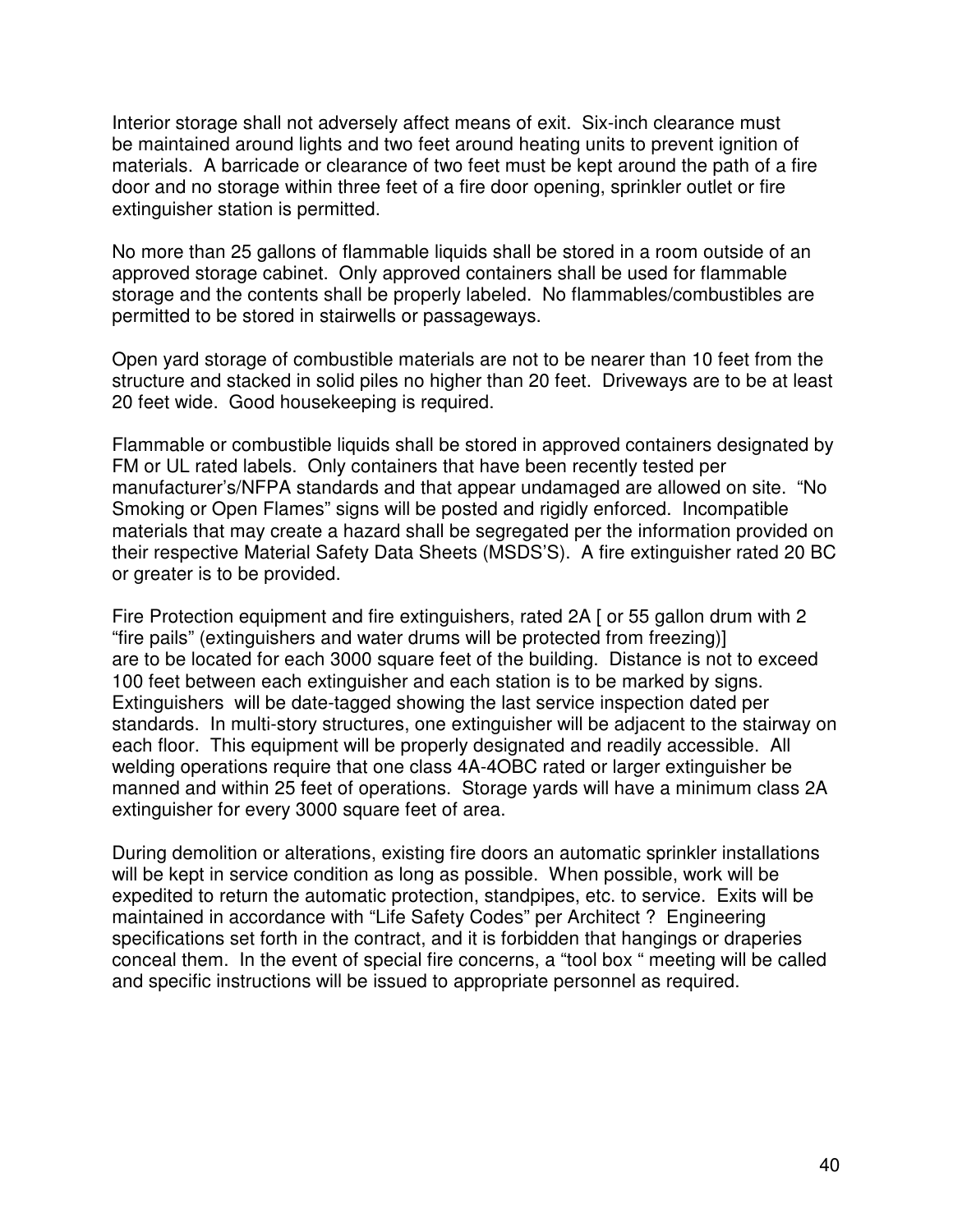Interior storage shall not adversely affect means of exit. Six-inch clearance must be maintained around lights and two feet around heating units to prevent ignition of materials. A barricade or clearance of two feet must be kept around the path of a fire door and no storage within three feet of a fire door opening, sprinkler outlet or fire extinguisher station is permitted.

No more than 25 gallons of flammable liquids shall be stored in a room outside of an approved storage cabinet. Only approved containers shall be used for flammable storage and the contents shall be properly labeled. No flammables/combustibles are permitted to be stored in stairwells or passageways.

Open yard storage of combustible materials are not to be nearer than 10 feet from the structure and stacked in solid piles no higher than 20 feet. Driveways are to be at least 20 feet wide. Good housekeeping is required.

Flammable or combustible liquids shall be stored in approved containers designated by FM or UL rated labels. Only containers that have been recently tested per manufacturer's/NFPA standards and that appear undamaged are allowed on site. "No Smoking or Open Flames" signs will be posted and rigidly enforced. Incompatible materials that may create a hazard shall be segregated per the information provided on their respective Material Safety Data Sheets (MSDS'S). A fire extinguisher rated 20 BC or greater is to be provided.

Fire Protection equipment and fire extinguishers, rated 2A [ or 55 gallon drum with 2 "fire pails" (extinguishers and water drums will be protected from freezing)] are to be located for each 3000 square feet of the building. Distance is not to exceed 100 feet between each extinguisher and each station is to be marked by signs. Extinguishers will be date-tagged showing the last service inspection dated per standards. In multi-story structures, one extinguisher will be adjacent to the stairway on each floor. This equipment will be properly designated and readily accessible. All welding operations require that one class 4A-4OBC rated or larger extinguisher be manned and within 25 feet of operations. Storage yards will have a minimum class 2A extinguisher for every 3000 square feet of area.

During demolition or alterations, existing fire doors an automatic sprinkler installations will be kept in service condition as long as possible. When possible, work will be expedited to return the automatic protection, standpipes, etc. to service. Exits will be maintained in accordance with "Life Safety Codes" per Architect ? Engineering specifications set forth in the contract, and it is forbidden that hangings or draperies conceal them. In the event of special fire concerns, a "tool box " meeting will be called and specific instructions will be issued to appropriate personnel as required.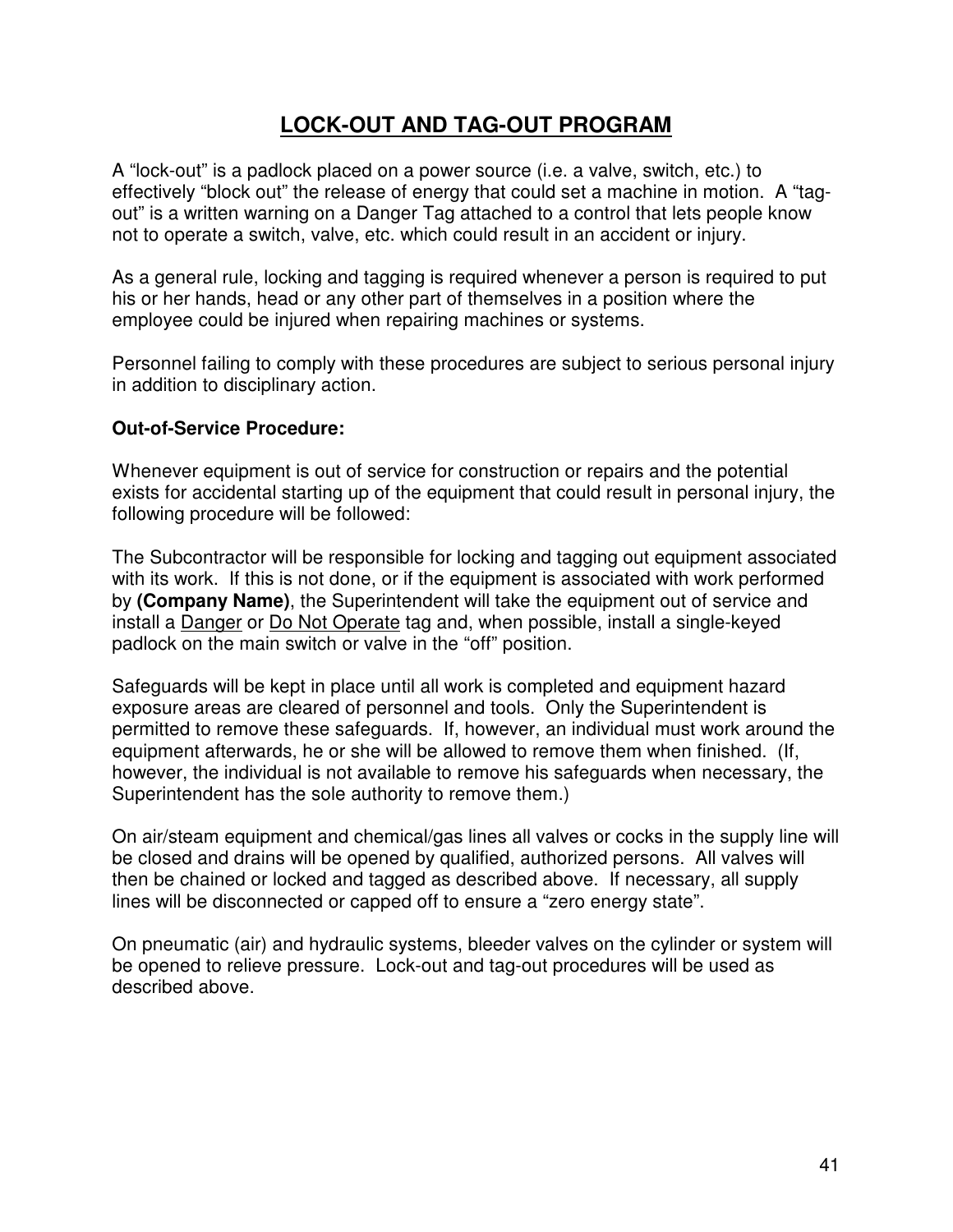# LOCK-OUT AND TAG-OUT PROGRAM

A "lock-out" is a padlock placed on a power source (i.e. a valve, switch, etc.) to effectively "block out" the release of energy that could set a machine in motion. A "tag-out" is a written warning on a Danger Tag attached to a control that lets people know not to operate a switch, valve, etc. which could result in an accident or injury.

As a general rule, locking and tagging is required whenever a person is required to put his or her hands, head or any other part of themselves in a position where the employee could be injured when repairing machines or systems.

Personnel failing to comply with these procedures are subject to serious personal injury in addition to disciplinary action.

**Out-of-Service Procedure:**

Whenever equipment is out of service for construction or repairs and the potential exists for accidental starting up of the equipment that could result in personal injury, the following procedure will be followed:

The Subcontractor will be responsible for locking and tagging out equipment associated with its work. If this is not done, or if the equipment is associated with work performed by **(Company Name)**, the Superintendent will take the equipment out of service and install a <u>Danger</u> or <u>Do Not Operate</u> tag and, when possible, install a single-keyed padlock on the main switch or valve in the "off" position.

Safeguards will be kept in place until all work is completed and equipment hazard exposure areas are cleared of personnel and tools. Only the Superintendent is permitted to remove these safeguards. If, however, an individual must work around the equipment afterwards, he or she will be allowed to remove them when finished. (If, however, the individual is not available to remove his safeguards when necessary, the Superintendent has the sole authority to remove them.)

On air/steam equipment and chemical/gas lines all valves or cocks in the supply line will be closed and drains will be opened by qualified, authorized persons. All valves will then be chained or locked and tagged as described above. If necessary, all supply lines will be disconnected or capped off to ensure a "zero energy state".

On pneumatic (air) and hydraulic systems, bleeder valves on the cylinder or system will be opened to relieve pressure. Lock-out and tag-out procedures will be used as described above.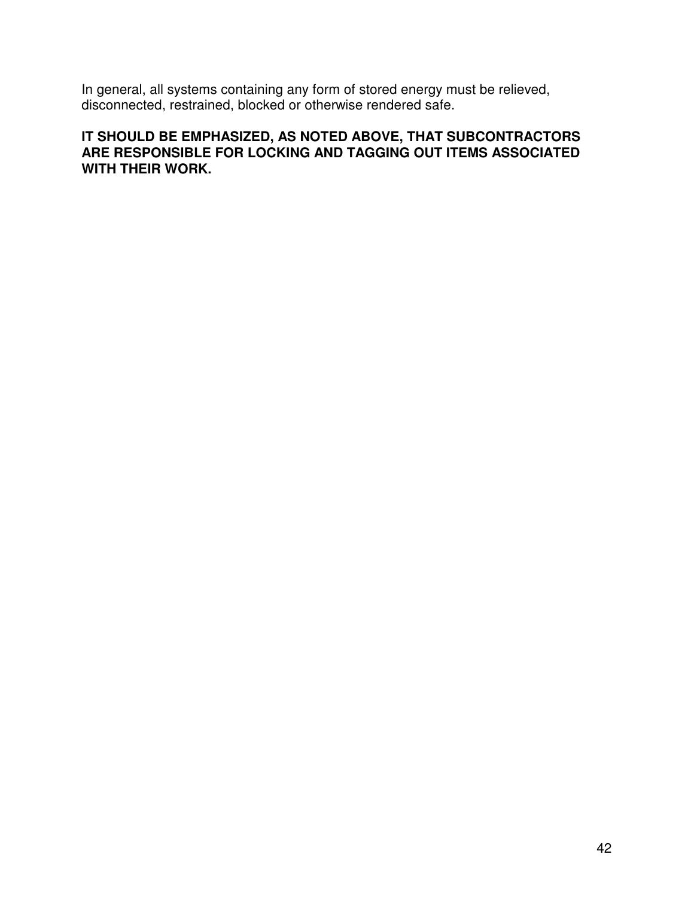In general, all systems containing any form of stored energy must be relieved, disconnected, restrained, blocked or otherwise rendered safe.

**IT SHOULD BE EMPHASIZED, AS NOTED ABOVE, THAT SUBCONTRACTORS ARE RESPONSIBLE FOR LOCKING AND TAGGING OUT ITEMS ASSOCIATED WITH THEIR WORK.**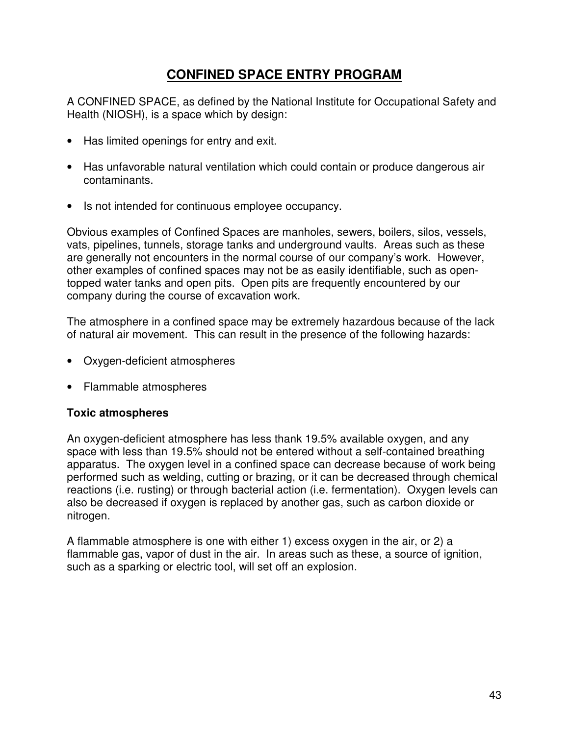# CONFINED SPACE ENTRY PROGRAM

A CONFINED SPACE, as defined by the National Institute for Occupational Safety and Health (NIOSH), is a space which by design:

- Has limited openings for entry and exit.
- Has unfavorable natural ventilation which could contain or produce dangerous air contaminants.
- Is not intended for continuous employee occupancy.

Obvious examples of Confined Spaces are manholes, sewers, boilers, silos, vessels, vats, pipelines, tunnels, storage tanks and underground vaults. Areas such as these are generally not encounters in the normal course of our company's work. However, other examples of confined spaces may not be as easily identifiable, such as open-topped water tanks and open pits. Open pits are frequently encountered by our company during the course of excavation work.

The atmosphere in a confined space may be extremely hazardous because of the lack of natural air movement. This can result in the presence of the following hazards:

- Oxygen-deficient atmospheres
- Flammable atmospheres

**Toxic atmospheres**

An oxygen-deficient atmosphere has less thank 19.5% available oxygen, and any space with less than 19.5% should not be entered without a self-contained breathing apparatus. The oxygen level in a confined space can decrease because of work being performed such as welding, cutting or brazing, or it can be decreased through chemical reactions (i.e. rusting) or through bacterial action (i.e. fermentation). Oxygen levels can also be decreased if oxygen is replaced by another gas, such as carbon dioxide or nitrogen.

A flammable atmosphere is one with either 1) excess oxygen in the air, or 2) a flammable gas, vapor of dust in the air. In areas such as these, a source of ignition, such as a sparking or electric tool, will set off an explosion.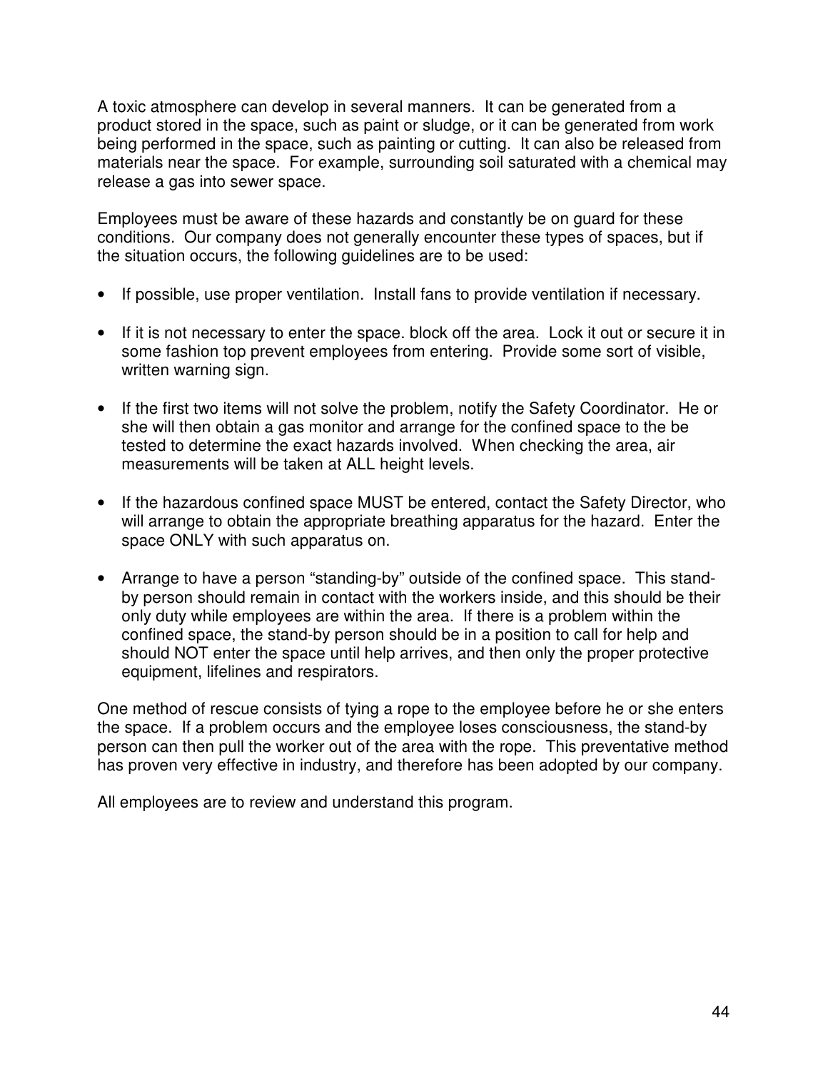A toxic atmosphere can develop in several manners. It can be generated from a product stored in the space, such as paint or sludge, or it can be generated from work being performed in the space, such as painting or cutting. It can also be released from materials near the space. For example, surrounding soil saturated with a chemical may release a gas into sewer space.

Employees must be aware of these hazards and constantly be on guard for these conditions. Our company does not generally encounter these types of spaces, but if the situation occurs, the following guidelines are to be used:

- If possible, use proper ventilation. Install fans to provide ventilation if necessary.
- If it is not necessary to enter the space. block off the area. Lock it out or secure it in some fashion top prevent employees from entering. Provide some sort of visible, written warning sign.
- If the first two items will not solve the problem, notify the Safety Coordinator. He or she will then obtain a gas monitor and arrange for the confined space to the be tested to determine the exact hazards involved. When checking the area, air measurements will be taken at ALL height levels.
- If the hazardous confined space MUST be entered, contact the Safety Director, who will arrange to obtain the appropriate breathing apparatus for the hazard. Enter the space ONLY with such apparatus on.
- Arrange to have a person "standing-by" outside of the confined space. This stand-by person should remain in contact with the workers inside, and this should be their only duty while employees are within the area. If there is a problem within the confined space, the stand-by person should be in a position to call for help and should NOT enter the space until help arrives, and then only the proper protective equipment, lifelines and respirators.

One method of rescue consists of tying a rope to the employee before he or she enters the space. If a problem occurs and the employee loses consciousness, the stand-by person can then pull the worker out of the area with the rope. This preventative method has proven very effective in industry, and therefore has been adopted by our company.

All employees are to review and understand this program.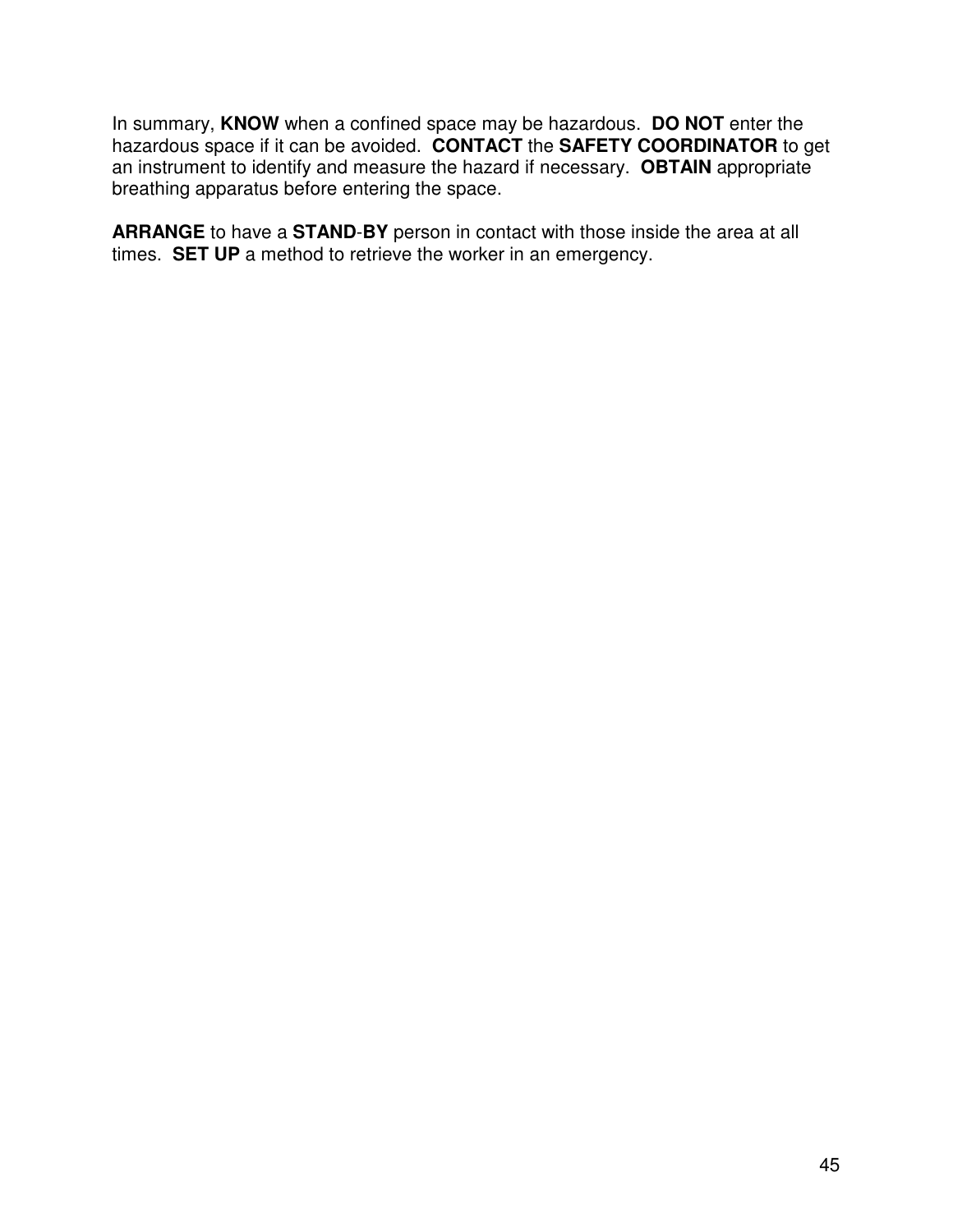In summary, **KNOW** when a confined space may be hazardous. **DO NOT** enter the hazardous space if it can be avoided. **CONTACT** the **SAFETY COORDINATOR** to get an instrument to identify and measure the hazard if necessary. **OBTAIN** appropriate breathing apparatus before entering the space.

**ARRANGE** to have a **STAND-BY** person in contact with those inside the area at all times. **SET UP** a method to retrieve the worker in an emergency.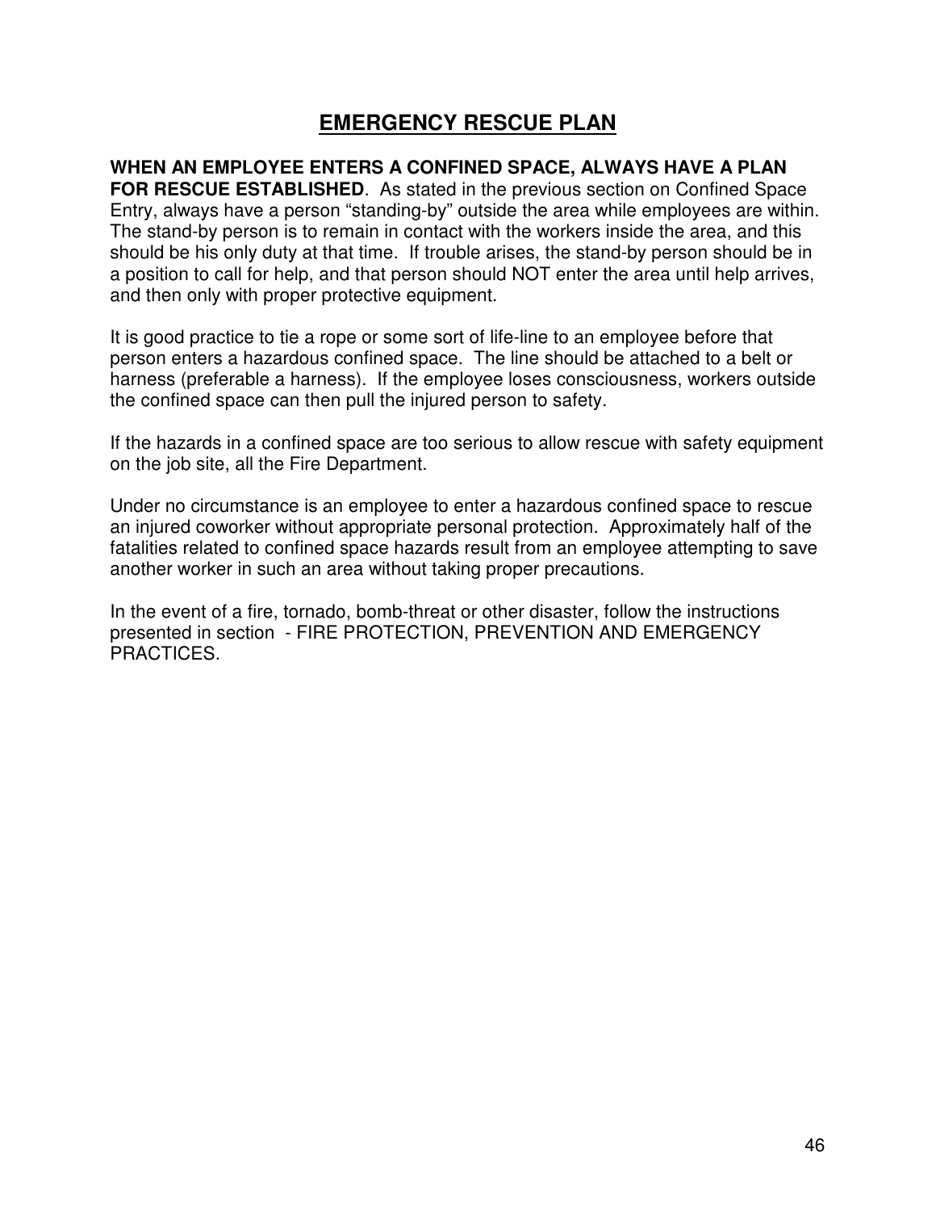# EMERGENCY RESCUE PLAN

**WHEN AN EMPLOYEE ENTERS A CONFINED SPACE, ALWAYS HAVE A PLAN FOR RESCUE ESTABLISHED**. As stated in the previous section on Confined Space Entry, always have a person "standing-by" outside the area while employees are within. The stand-by person is to remain in contact with the workers inside the area, and this should be his only duty at that time. If trouble arises, the stand-by person should be in a position to call for help, and that person should NOT enter the area until help arrives, and then only with proper protective equipment.

It is good practice to tie a rope or some sort of life-line to an employee before that person enters a hazardous confined space. The line should be attached to a belt or harness (preferable a harness). If the employee loses consciousness, workers outside the confined space can then pull the injured person to safety.

If the hazards in a confined space are too serious to allow rescue with safety equipment on the job site, all the Fire Department.

Under no circumstance is an employee to enter a hazardous confined space to rescue an injured coworker without appropriate personal protection. Approximately half of the fatalities related to confined space hazards result from an employee attempting to save another worker in such an area without taking proper precautions.

In the event of a fire, tornado, bomb-threat or other disaster, follow the instructions presented in section - FIRE PROTECTION, PREVENTION AND EMERGENCY PRACTICES.